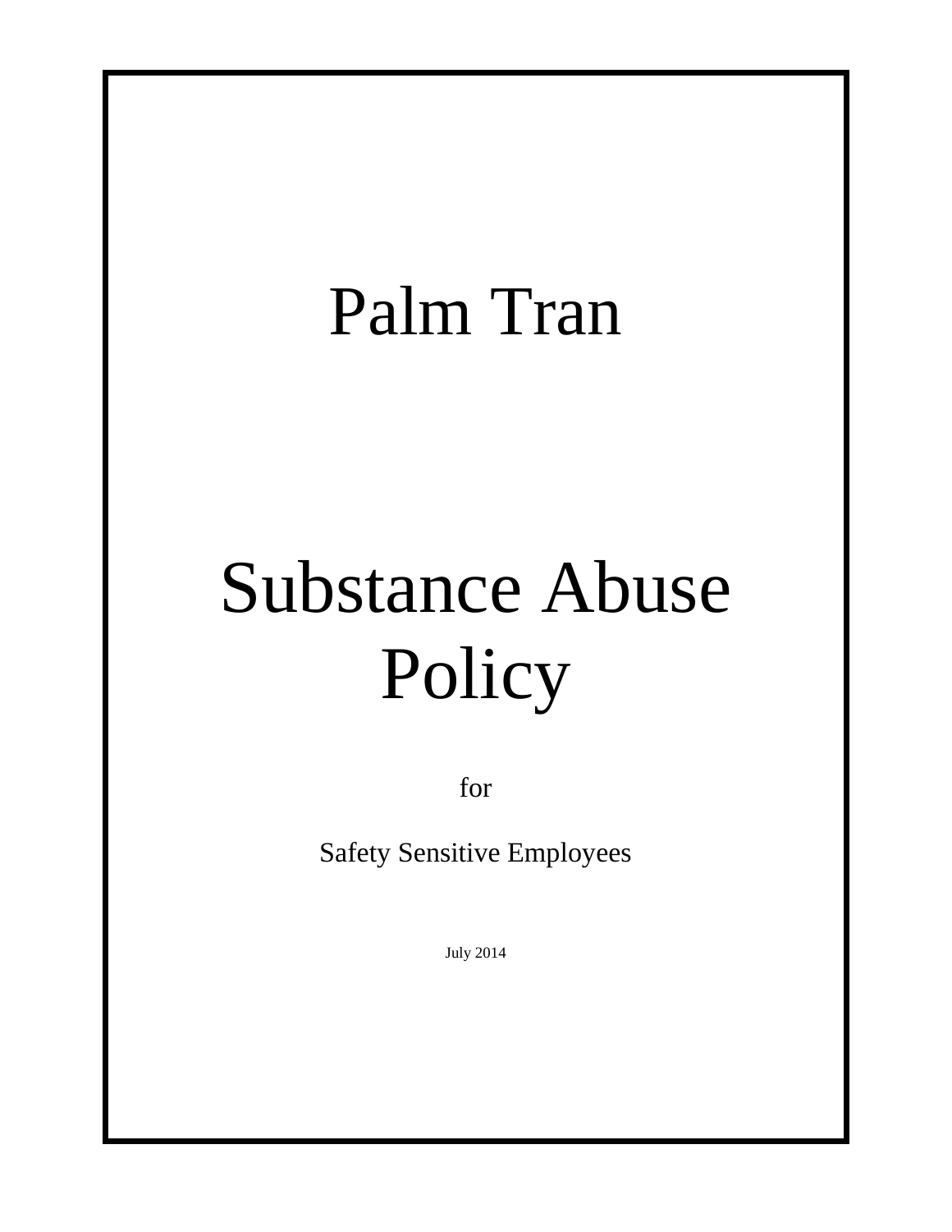# Palm Tran

# Substance Abuse Policy

for

Safety Sensitive Employees

July 2014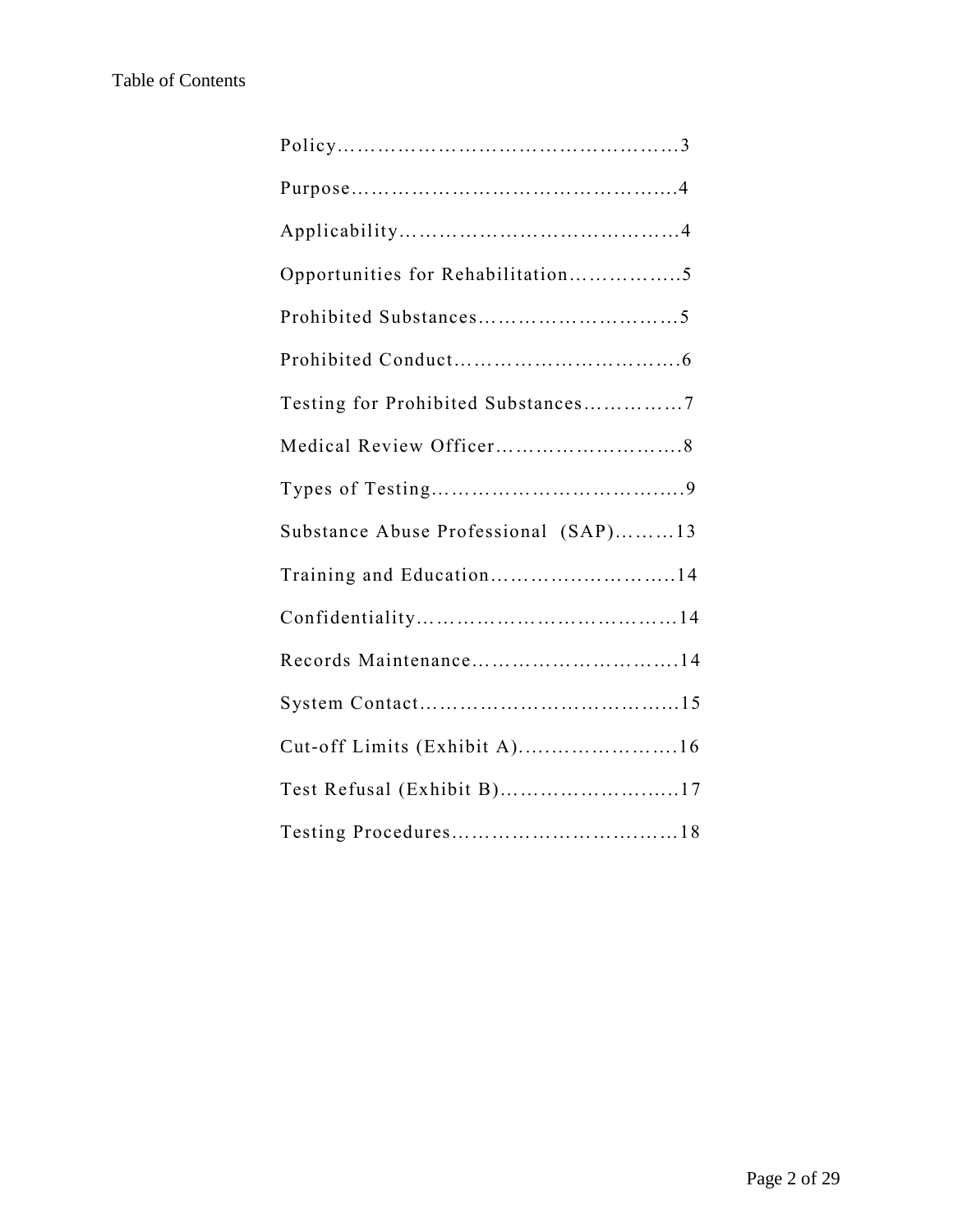Table of Contents

Policy……………………………………………3

Purpose…………………………………………4

Applicability……………………………………4

Opportunities for Rehabilitation……………..5

Prohibited Substances…………………………5

Prohibited Conduct…………………………….6

Testing for Prohibited Substances……………7

Medical Review Officer……………………….8

Types of Testing………………………………..9

Substance Abuse Professional (SAP)………13

Training and Education………………………14

Confidentiality…………………………………14

Records Maintenance…………………………14

System Contact…………………………………15

Cut-off Limits (Exhibit A)……………………16

Test Refusal (Exhibit B)………………………17

Testing Procedures……………………………18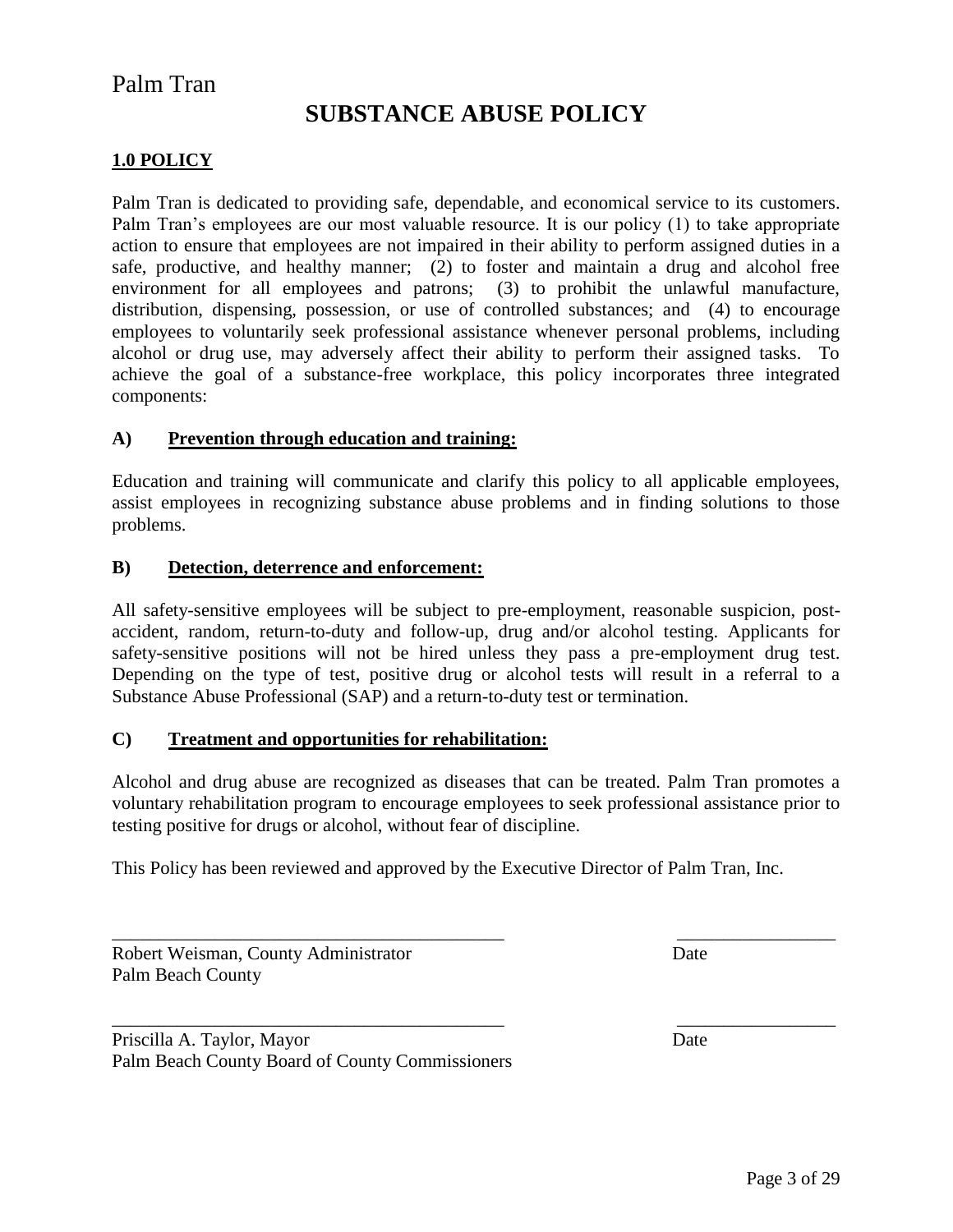Palm Tran

# SUBSTANCE ABUSE POLICY

## 1.0 POLICY

Palm Tran is dedicated to providing safe, dependable, and economical service to its customers. Palm Tran's employees are our most valuable resource. It is our policy (1) to take appropriate action to ensure that employees are not impaired in their ability to perform assigned duties in a safe, productive, and healthy manner; (2) to foster and maintain a drug and alcohol free environment for all employees and patrons; (3) to prohibit the unlawful manufacture, distribution, dispensing, possession, or use of controlled substances; and (4) to encourage employees to voluntarily seek professional assistance whenever personal problems, including alcohol or drug use, may adversely affect their ability to perform their assigned tasks. To achieve the goal of a substance-free workplace, this policy incorporates three integrated components:

### A) Prevention through education and training:

Education and training will communicate and clarify this policy to all applicable employees, assist employees in recognizing substance abuse problems and in finding solutions to those problems.

### B) Detection, deterrence and enforcement:

All safety-sensitive employees will be subject to pre-employment, reasonable suspicion, post-accident, random, return-to-duty and follow-up, drug and/or alcohol testing. Applicants for safety-sensitive positions will not be hired unless they pass a pre-employment drug test. Depending on the type of test, positive drug or alcohol tests will result in a referral to a Substance Abuse Professional (SAP) and a return-to-duty test or termination.

### C) Treatment and opportunities for rehabilitation:

Alcohol and drug abuse are recognized as diseases that can be treated. Palm Tran promotes a voluntary rehabilitation program to encourage employees to seek professional assistance prior to testing positive for drugs or alcohol, without fear of discipline.

This Policy has been reviewed and approved by the Executive Director of Palm Tran, Inc.

\_\_\_\_\_\_\_\_\_\_\_\_\_\_\_\_\_\_\_\_\_\_\_\_\_\_\_\_\_\_\_\_\_\_\_\_\_\_\_\_\_\_ \_\_\_\_\_\_\_\_\_\_\_\_\_\_\_\_\_

Robert Weisman, County Administrator Date
Palm Beach County

\_\_\_\_\_\_\_\_\_\_\_\_\_\_\_\_\_\_\_\_\_\_\_\_\_\_\_\_\_\_\_\_\_\_\_\_\_\_\_\_\_\_ \_\_\_\_\_\_\_\_\_\_\_\_\_\_\_\_\_

Priscilla A. Taylor, Mayor Date
Palm Beach County Board of County Commissioners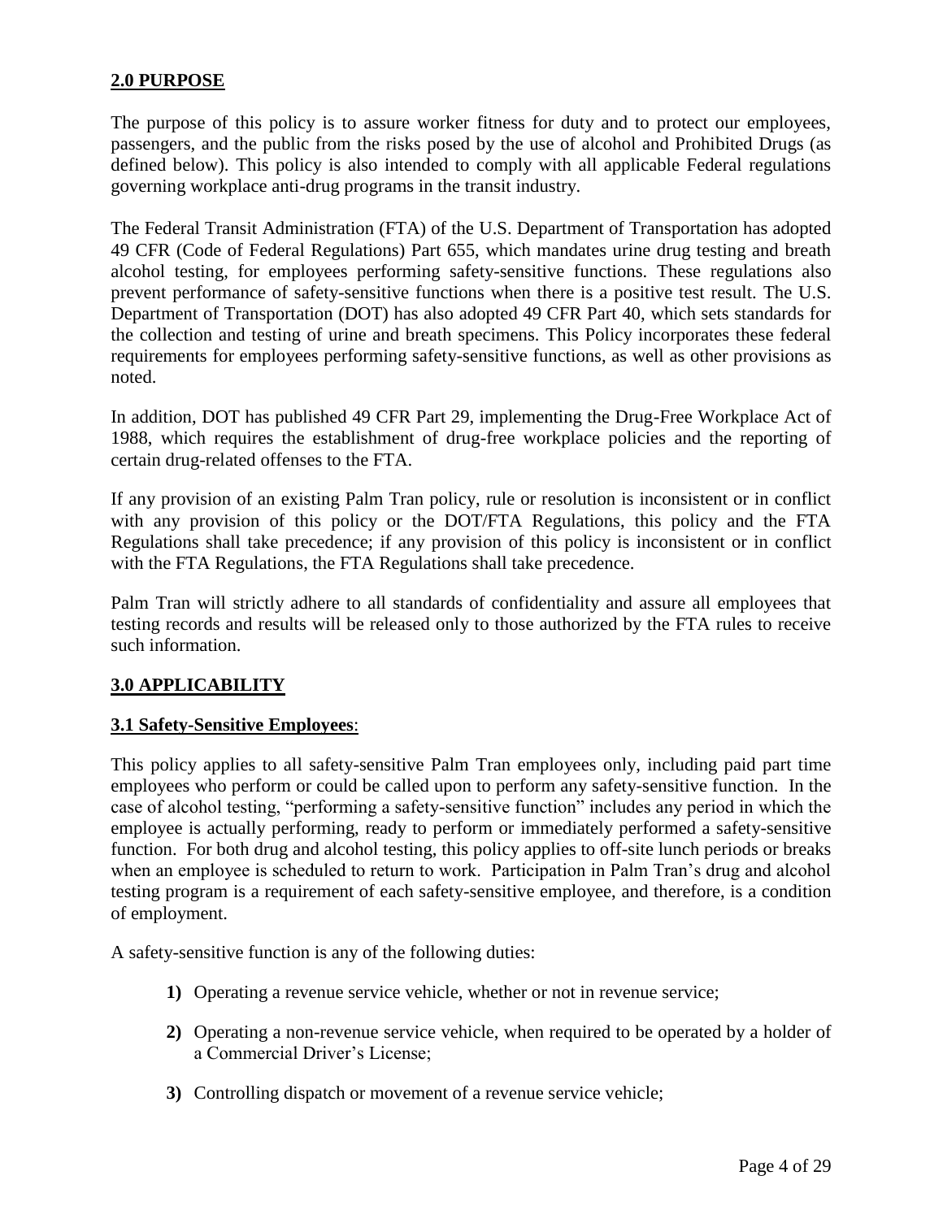## 2.0 PURPOSE

The purpose of this policy is to assure worker fitness for duty and to protect our employees, passengers, and the public from the risks posed by the use of alcohol and Prohibited Drugs (as defined below). This policy is also intended to comply with all applicable Federal regulations governing workplace anti-drug programs in the transit industry.

The Federal Transit Administration (FTA) of the U.S. Department of Transportation has adopted 49 CFR (Code of Federal Regulations) Part 655, which mandates urine drug testing and breath alcohol testing, for employees performing safety-sensitive functions. These regulations also prevent performance of safety-sensitive functions when there is a positive test result. The U.S. Department of Transportation (DOT) has also adopted 49 CFR Part 40, which sets standards for the collection and testing of urine and breath specimens. This Policy incorporates these federal requirements for employees performing safety-sensitive functions, as well as other provisions as noted.

In addition, DOT has published 49 CFR Part 29, implementing the Drug-Free Workplace Act of 1988, which requires the establishment of drug-free workplace policies and the reporting of certain drug-related offenses to the FTA.

If any provision of an existing Palm Tran policy, rule or resolution is inconsistent or in conflict with any provision of this policy or the DOT/FTA Regulations, this policy and the FTA Regulations shall take precedence; if any provision of this policy is inconsistent or in conflict with the FTA Regulations, the FTA Regulations shall take precedence.

Palm Tran will strictly adhere to all standards of confidentiality and assure all employees that testing records and results will be released only to those authorized by the FTA rules to receive such information.

## 3.0 APPLICABILITY

### 3.1 Safety-Sensitive Employees:

This policy applies to all safety-sensitive Palm Tran employees only, including paid part time employees who perform or could be called upon to perform any safety-sensitive function. In the case of alcohol testing, "performing a safety-sensitive function" includes any period in which the employee is actually performing, ready to perform or immediately performed a safety-sensitive function. For both drug and alcohol testing, this policy applies to off-site lunch periods or breaks when an employee is scheduled to return to work. Participation in Palm Tran's drug and alcohol testing program is a requirement of each safety-sensitive employee, and therefore, is a condition of employment.

A safety-sensitive function is any of the following duties:

1) Operating a revenue service vehicle, whether or not in revenue service;

2) Operating a non-revenue service vehicle, when required to be operated by a holder of a Commercial Driver's License;

3) Controlling dispatch or movement of a revenue service vehicle;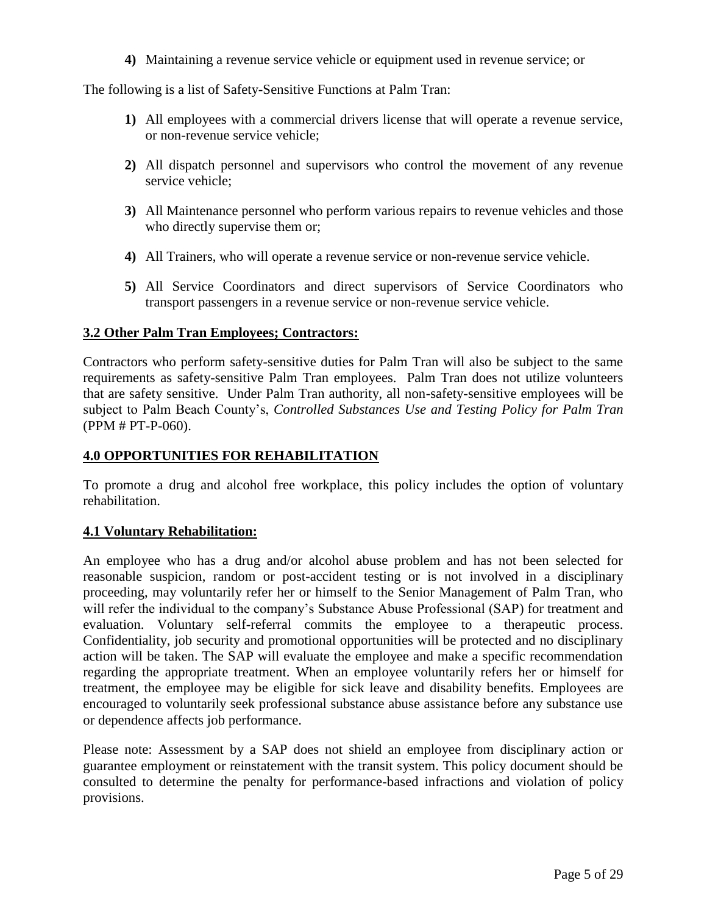**4)** Maintaining a revenue service vehicle or equipment used in revenue service; or

The following is a list of Safety-Sensitive Functions at Palm Tran:

**1)** All employees with a commercial drivers license that will operate a revenue service, or non-revenue service vehicle;

**2)** All dispatch personnel and supervisors who control the movement of any revenue service vehicle;

**3)** All Maintenance personnel who perform various repairs to revenue vehicles and those who directly supervise them or;

**4)** All Trainers, who will operate a revenue service or non-revenue service vehicle.

**5)** All Service Coordinators and direct supervisors of Service Coordinators who transport passengers in a revenue service or non-revenue service vehicle.

## 3.2 Other Palm Tran Employees; Contractors:

Contractors who perform safety-sensitive duties for Palm Tran will also be subject to the same requirements as safety-sensitive Palm Tran employees. Palm Tran does not utilize volunteers that are safety sensitive. Under Palm Tran authority, all non-safety-sensitive employees will be subject to Palm Beach County's, *Controlled Substances Use and Testing Policy for Palm Tran* (PPM # PT-P-060).

## 4.0 OPPORTUNITIES FOR REHABILITATION

To promote a drug and alcohol free workplace, this policy includes the option of voluntary rehabilitation.

## 4.1 Voluntary Rehabilitation:

An employee who has a drug and/or alcohol abuse problem and has not been selected for reasonable suspicion, random or post-accident testing or is not involved in a disciplinary proceeding, may voluntarily refer her or himself to the Senior Management of Palm Tran, who will refer the individual to the company's Substance Abuse Professional (SAP) for treatment and evaluation. Voluntary self-referral commits the employee to a therapeutic process. Confidentiality, job security and promotional opportunities will be protected and no disciplinary action will be taken. The SAP will evaluate the employee and make a specific recommendation regarding the appropriate treatment. When an employee voluntarily refers her or himself for treatment, the employee may be eligible for sick leave and disability benefits. Employees are encouraged to voluntarily seek professional substance abuse assistance before any substance use or dependence affects job performance.

Please note: Assessment by a SAP does not shield an employee from disciplinary action or guarantee employment or reinstatement with the transit system. This policy document should be consulted to determine the penalty for performance-based infractions and violation of policy provisions.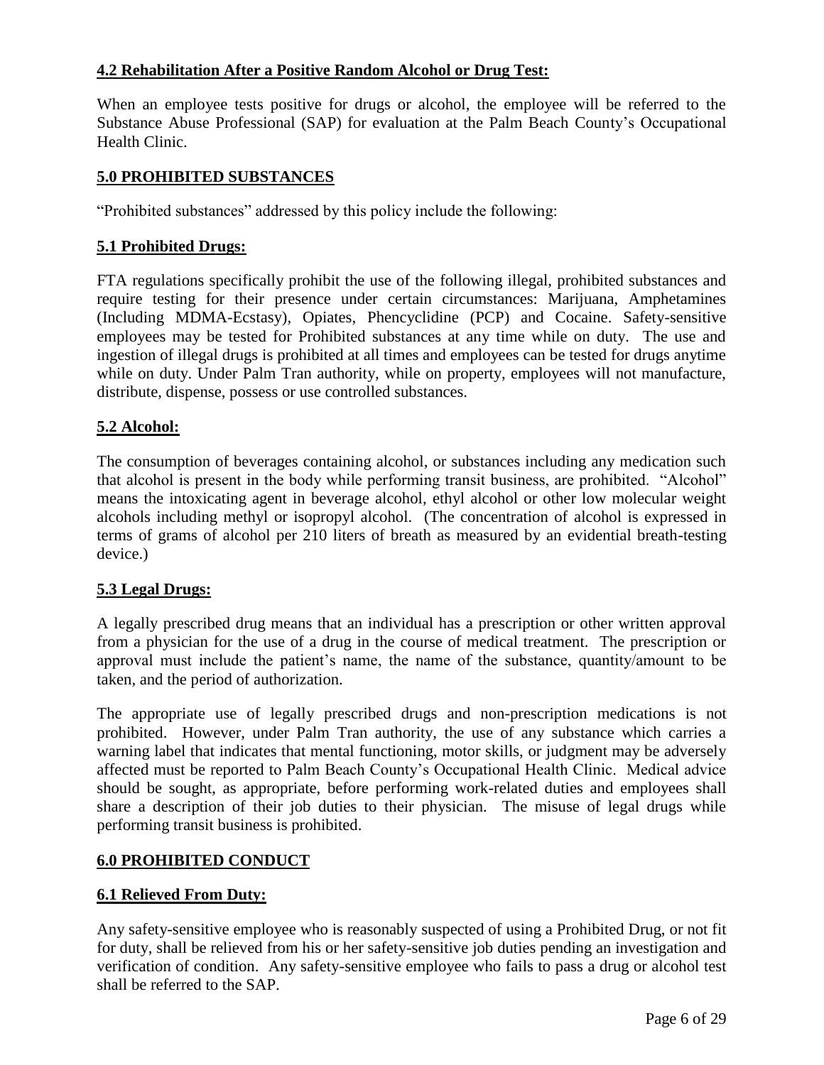### 4.2 Rehabilitation After a Positive Random Alcohol or Drug Test:

When an employee tests positive for drugs or alcohol, the employee will be referred to the Substance Abuse Professional (SAP) for evaluation at the Palm Beach County's Occupational Health Clinic.

## 5.0 PROHIBITED SUBSTANCES

"Prohibited substances" addressed by this policy include the following:

### 5.1 Prohibited Drugs:

FTA regulations specifically prohibit the use of the following illegal, prohibited substances and require testing for their presence under certain circumstances: Marijuana, Amphetamines (Including MDMA-Ecstasy), Opiates, Phencyclidine (PCP) and Cocaine. Safety-sensitive employees may be tested for Prohibited substances at any time while on duty. The use and ingestion of illegal drugs is prohibited at all times and employees can be tested for drugs anytime while on duty. Under Palm Tran authority, while on property, employees will not manufacture, distribute, dispense, possess or use controlled substances.

### 5.2 Alcohol:

The consumption of beverages containing alcohol, or substances including any medication such that alcohol is present in the body while performing transit business, are prohibited. "Alcohol" means the intoxicating agent in beverage alcohol, ethyl alcohol or other low molecular weight alcohols including methyl or isopropyl alcohol. (The concentration of alcohol is expressed in terms of grams of alcohol per 210 liters of breath as measured by an evidential breath-testing device.)

### 5.3 Legal Drugs:

A legally prescribed drug means that an individual has a prescription or other written approval from a physician for the use of a drug in the course of medical treatment. The prescription or approval must include the patient's name, the name of the substance, quantity/amount to be taken, and the period of authorization.

The appropriate use of legally prescribed drugs and non-prescription medications is not prohibited. However, under Palm Tran authority, the use of any substance which carries a warning label that indicates that mental functioning, motor skills, or judgment may be adversely affected must be reported to Palm Beach County's Occupational Health Clinic. Medical advice should be sought, as appropriate, before performing work-related duties and employees shall share a description of their job duties to their physician. The misuse of legal drugs while performing transit business is prohibited.

## 6.0 PROHIBITED CONDUCT

### 6.1 Relieved From Duty:

Any safety-sensitive employee who is reasonably suspected of using a Prohibited Drug, or not fit for duty, shall be relieved from his or her safety-sensitive job duties pending an investigation and verification of condition. Any safety-sensitive employee who fails to pass a drug or alcohol test shall be referred to the SAP.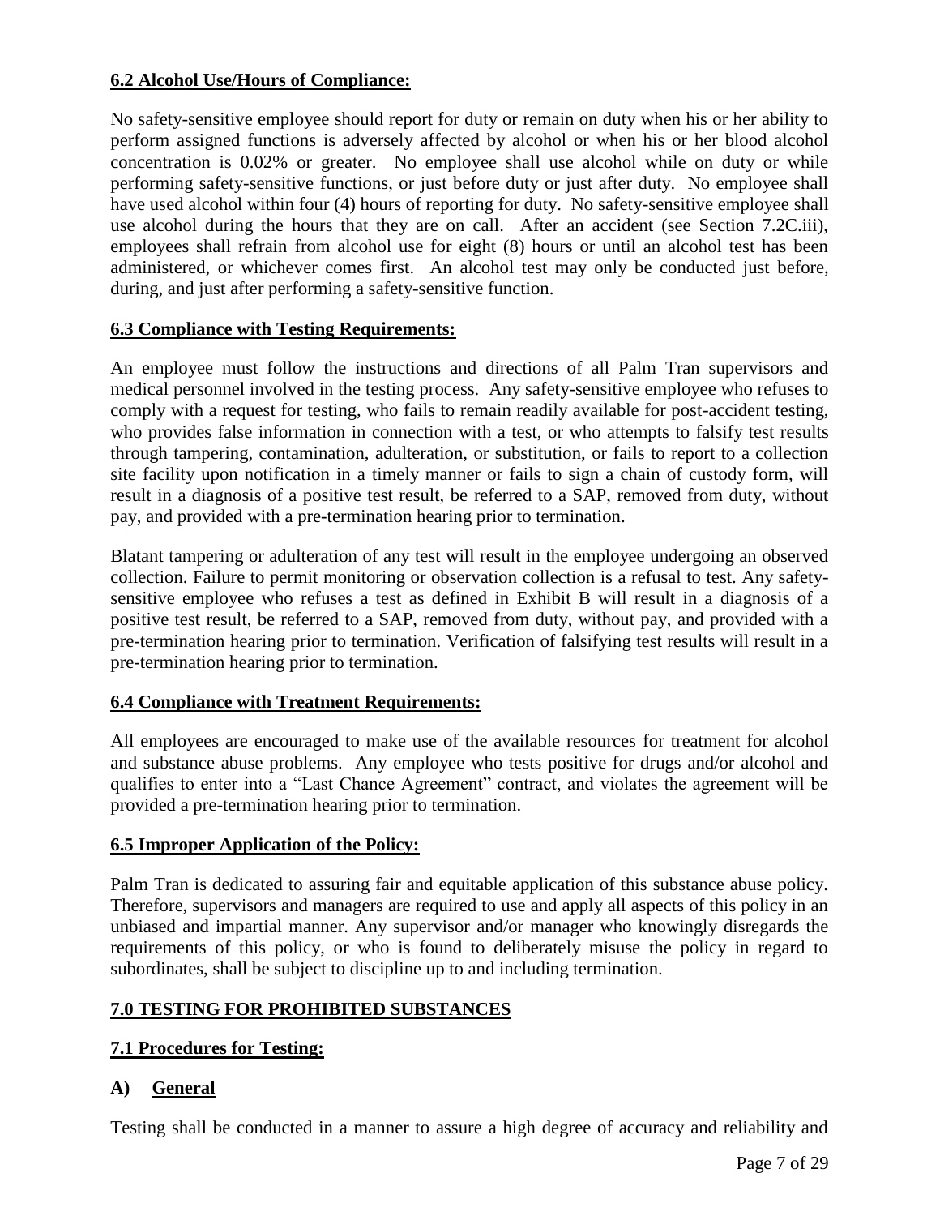### 6.2 Alcohol Use/Hours of Compliance:

No safety-sensitive employee should report for duty or remain on duty when his or her ability to perform assigned functions is adversely affected by alcohol or when his or her blood alcohol concentration is 0.02% or greater. No employee shall use alcohol while on duty or while performing safety-sensitive functions, or just before duty or just after duty. No employee shall have used alcohol within four (4) hours of reporting for duty. No safety-sensitive employee shall use alcohol during the hours that they are on call. After an accident (see Section 7.2C.iii), employees shall refrain from alcohol use for eight (8) hours or until an alcohol test has been administered, or whichever comes first. An alcohol test may only be conducted just before, during, and just after performing a safety-sensitive function.

### 6.3 Compliance with Testing Requirements:

An employee must follow the instructions and directions of all Palm Tran supervisors and medical personnel involved in the testing process. Any safety-sensitive employee who refuses to comply with a request for testing, who fails to remain readily available for post-accident testing, who provides false information in connection with a test, or who attempts to falsify test results through tampering, contamination, adulteration, or substitution, or fails to report to a collection site facility upon notification in a timely manner or fails to sign a chain of custody form, will result in a diagnosis of a positive test result, be referred to a SAP, removed from duty, without pay, and provided with a pre-termination hearing prior to termination.

Blatant tampering or adulteration of any test will result in the employee undergoing an observed collection. Failure to permit monitoring or observation collection is a refusal to test. Any safety-sensitive employee who refuses a test as defined in Exhibit B will result in a diagnosis of a positive test result, be referred to a SAP, removed from duty, without pay, and provided with a pre-termination hearing prior to termination. Verification of falsifying test results will result in a pre-termination hearing prior to termination.

### 6.4 Compliance with Treatment Requirements:

All employees are encouraged to make use of the available resources for treatment for alcohol and substance abuse problems. Any employee who tests positive for drugs and/or alcohol and qualifies to enter into a "Last Chance Agreement" contract, and violates the agreement will be provided a pre-termination hearing prior to termination.

### 6.5 Improper Application of the Policy:

Palm Tran is dedicated to assuring fair and equitable application of this substance abuse policy. Therefore, supervisors and managers are required to use and apply all aspects of this policy in an unbiased and impartial manner. Any supervisor and/or manager who knowingly disregards the requirements of this policy, or who is found to deliberately misuse the policy in regard to subordinates, shall be subject to discipline up to and including termination.

## 7.0 TESTING FOR PROHIBITED SUBSTANCES

### 7.1 Procedures for Testing:

#### A) General

Testing shall be conducted in a manner to assure a high degree of accuracy and reliability and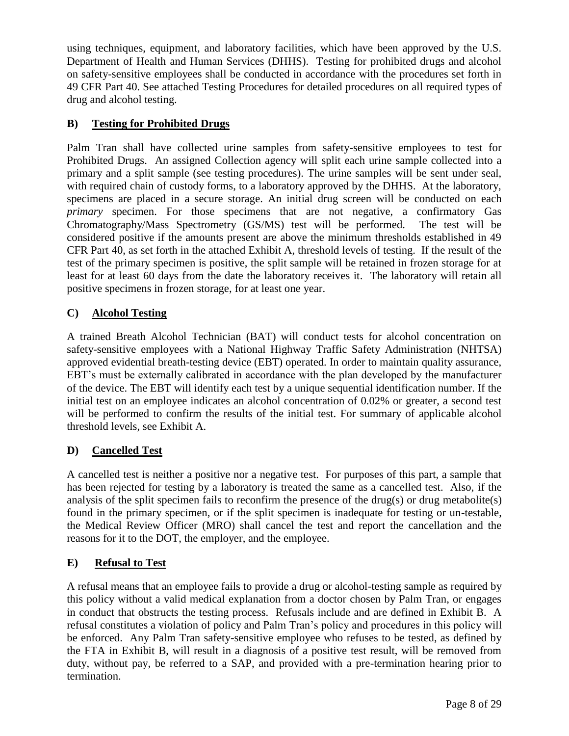using techniques, equipment, and laboratory facilities, which have been approved by the U.S. Department of Health and Human Services (DHHS). Testing for prohibited drugs and alcohol on safety-sensitive employees shall be conducted in accordance with the procedures set forth in 49 CFR Part 40. See attached Testing Procedures for detailed procedures on all required types of drug and alcohol testing.

### B) <u>Testing for Prohibited Drugs</u>

Palm Tran shall have collected urine samples from safety-sensitive employees to test for Prohibited Drugs. An assigned Collection agency will split each urine sample collected into a primary and a split sample (see testing procedures). The urine samples will be sent under seal, with required chain of custody forms, to a laboratory approved by the DHHS. At the laboratory, specimens are placed in a secure storage. An initial drug screen will be conducted on each *primary* specimen. For those specimens that are not negative, a confirmatory Gas Chromatography/Mass Spectrometry (GS/MS) test will be performed. The test will be considered positive if the amounts present are above the minimum thresholds established in 49 CFR Part 40, as set forth in the attached Exhibit A, threshold levels of testing. If the result of the test of the primary specimen is positive, the split sample will be retained in frozen storage for at least for at least 60 days from the date the laboratory receives it. The laboratory will retain all positive specimens in frozen storage, for at least one year.

### C) <u>Alcohol Testing</u>

A trained Breath Alcohol Technician (BAT) will conduct tests for alcohol concentration on safety-sensitive employees with a National Highway Traffic Safety Administration (NHTSA) approved evidential breath-testing device (EBT) operated. In order to maintain quality assurance, EBT's must be externally calibrated in accordance with the plan developed by the manufacturer of the device. The EBT will identify each test by a unique sequential identification number. If the initial test on an employee indicates an alcohol concentration of 0.02% or greater, a second test will be performed to confirm the results of the initial test. For summary of applicable alcohol threshold levels, see Exhibit A.

### D) <u>Cancelled Test</u>

A cancelled test is neither a positive nor a negative test. For purposes of this part, a sample that has been rejected for testing by a laboratory is treated the same as a cancelled test. Also, if the analysis of the split specimen fails to reconfirm the presence of the drug(s) or drug metabolite(s) found in the primary specimen, or if the split specimen is inadequate for testing or un-testable, the Medical Review Officer (MRO) shall cancel the test and report the cancellation and the reasons for it to the DOT, the employer, and the employee.

### E) <u>Refusal to Test</u>

A refusal means that an employee fails to provide a drug or alcohol-testing sample as required by this policy without a valid medical explanation from a doctor chosen by Palm Tran, or engages in conduct that obstructs the testing process. Refusals include and are defined in Exhibit B. A refusal constitutes a violation of policy and Palm Tran's policy and procedures in this policy will be enforced. Any Palm Tran safety-sensitive employee who refuses to be tested, as defined by the FTA in Exhibit B, will result in a diagnosis of a positive test result, will be removed from duty, without pay, be referred to a SAP, and provided with a pre-termination hearing prior to termination.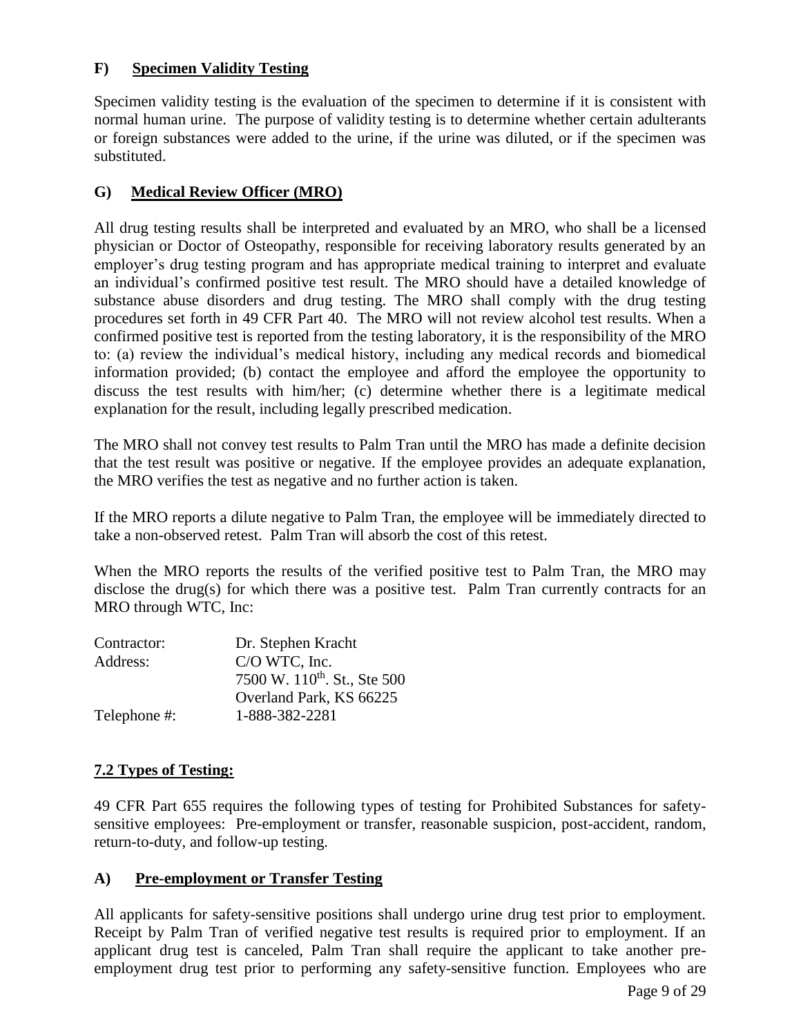### F) Specimen Validity Testing

Specimen validity testing is the evaluation of the specimen to determine if it is consistent with normal human urine. The purpose of validity testing is to determine whether certain adulterants or foreign substances were added to the urine, if the urine was diluted, or if the specimen was substituted.

### G) Medical Review Officer (MRO)

All drug testing results shall be interpreted and evaluated by an MRO, who shall be a licensed physician or Doctor of Osteopathy, responsible for receiving laboratory results generated by an employer's drug testing program and has appropriate medical training to interpret and evaluate an individual's confirmed positive test result. The MRO should have a detailed knowledge of substance abuse disorders and drug testing. The MRO shall comply with the drug testing procedures set forth in 49 CFR Part 40. The MRO will not review alcohol test results. When a confirmed positive test is reported from the testing laboratory, it is the responsibility of the MRO to: (a) review the individual's medical history, including any medical records and biomedical information provided; (b) contact the employee and afford the employee the opportunity to discuss the test results with him/her; (c) determine whether there is a legitimate medical explanation for the result, including legally prescribed medication.

The MRO shall not convey test results to Palm Tran until the MRO has made a definite decision that the test result was positive or negative. If the employee provides an adequate explanation, the MRO verifies the test as negative and no further action is taken.

If the MRO reports a dilute negative to Palm Tran, the employee will be immediately directed to take a non-observed retest. Palm Tran will absorb the cost of this retest.

When the MRO reports the results of the verified positive test to Palm Tran, the MRO may disclose the drug(s) for which there was a positive test. Palm Tran currently contracts for an MRO through WTC, Inc:

| | |
|---|---|
| Contractor: | Dr. Stephen Kracht |
| Address: | C/O WTC, Inc. |
| | 7500 W. 110th. St., Ste 500 |
| | Overland Park, KS 66225 |
| Telephone #: | 1-888-382-2281 |

## 7.2 Types of Testing:

49 CFR Part 655 requires the following types of testing for Prohibited Substances for safety-sensitive employees: Pre-employment or transfer, reasonable suspicion, post-accident, random, return-to-duty, and follow-up testing.

### A) Pre-employment or Transfer Testing

All applicants for safety-sensitive positions shall undergo urine drug test prior to employment. Receipt by Palm Tran of verified negative test results is required prior to employment. If an applicant drug test is canceled, Palm Tran shall require the applicant to take another pre-employment drug test prior to performing any safety-sensitive function. Employees who are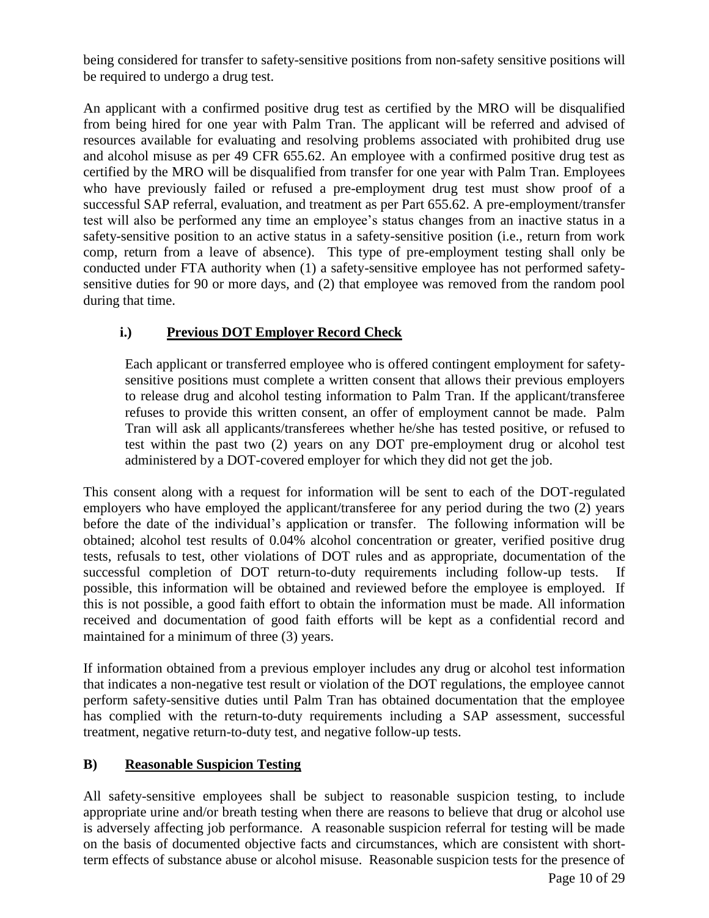being considered for transfer to safety-sensitive positions from non-safety sensitive positions will be required to undergo a drug test.

An applicant with a confirmed positive drug test as certified by the MRO will be disqualified from being hired for one year with Palm Tran. The applicant will be referred and advised of resources available for evaluating and resolving problems associated with prohibited drug use and alcohol misuse as per 49 CFR 655.62. An employee with a confirmed positive drug test as certified by the MRO will be disqualified from transfer for one year with Palm Tran. Employees who have previously failed or refused a pre-employment drug test must show proof of a successful SAP referral, evaluation, and treatment as per Part 655.62. A pre-employment/transfer test will also be performed any time an employee's status changes from an inactive status in a safety-sensitive position to an active status in a safety-sensitive position (i.e., return from work comp, return from a leave of absence). This type of pre-employment testing shall only be conducted under FTA authority when (1) a safety-sensitive employee has not performed safety-sensitive duties for 90 or more days, and (2) that employee was removed from the random pool during that time.

### i.) Previous DOT Employer Record Check

Each applicant or transferred employee who is offered contingent employment for safety-sensitive positions must complete a written consent that allows their previous employers to release drug and alcohol testing information to Palm Tran. If the applicant/transferee refuses to provide this written consent, an offer of employment cannot be made. Palm Tran will ask all applicants/transferees whether he/she has tested positive, or refused to test within the past two (2) years on any DOT pre-employment drug or alcohol test administered by a DOT-covered employer for which they did not get the job.

This consent along with a request for information will be sent to each of the DOT-regulated employers who have employed the applicant/transferee for any period during the two (2) years before the date of the individual's application or transfer. The following information will be obtained; alcohol test results of 0.04% alcohol concentration or greater, verified positive drug tests, refusals to test, other violations of DOT rules and as appropriate, documentation of the successful completion of DOT return-to-duty requirements including follow-up tests. If possible, this information will be obtained and reviewed before the employee is employed. If this is not possible, a good faith effort to obtain the information must be made. All information received and documentation of good faith efforts will be kept as a confidential record and maintained for a minimum of three (3) years.

If information obtained from a previous employer includes any drug or alcohol test information that indicates a non-negative test result or violation of the DOT regulations, the employee cannot perform safety-sensitive duties until Palm Tran has obtained documentation that the employee has complied with the return-to-duty requirements including a SAP assessment, successful treatment, negative return-to-duty test, and negative follow-up tests.

## B) Reasonable Suspicion Testing

All safety-sensitive employees shall be subject to reasonable suspicion testing, to include appropriate urine and/or breath testing when there are reasons to believe that drug or alcohol use is adversely affecting job performance. A reasonable suspicion referral for testing will be made on the basis of documented objective facts and circumstances, which are consistent with short-term effects of substance abuse or alcohol misuse. Reasonable suspicion tests for the presence of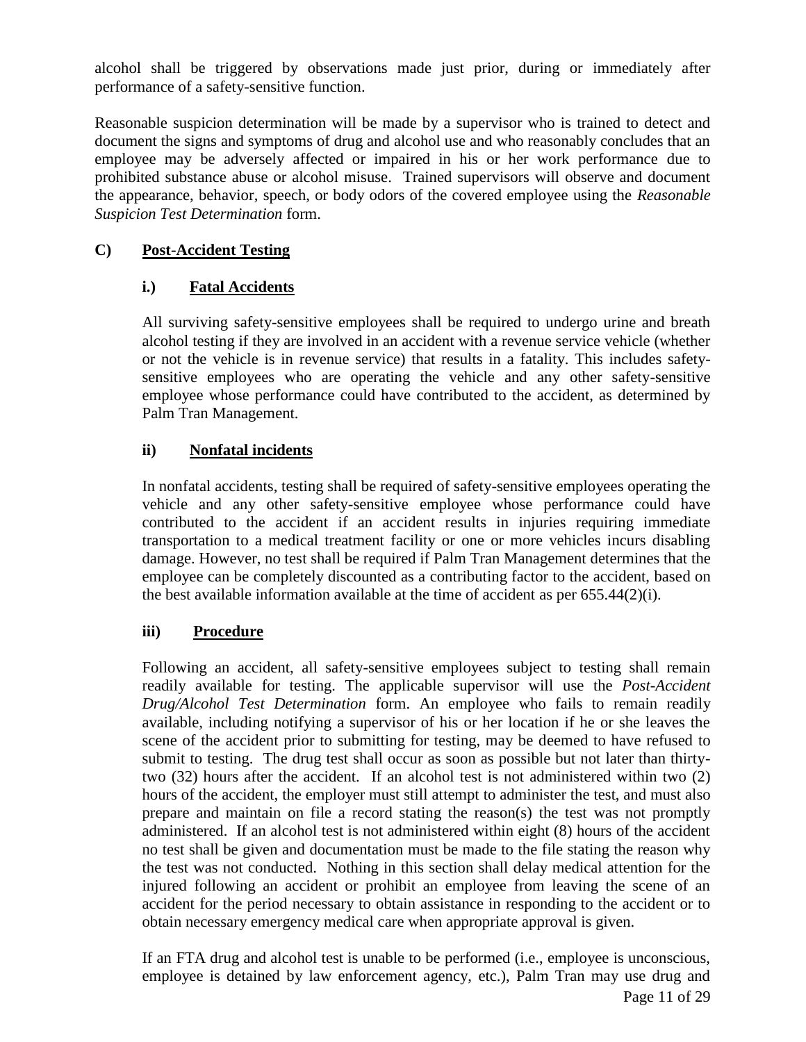alcohol shall be triggered by observations made just prior, during or immediately after performance of a safety-sensitive function.

Reasonable suspicion determination will be made by a supervisor who is trained to detect and document the signs and symptoms of drug and alcohol use and who reasonably concludes that an employee may be adversely affected or impaired in his or her work performance due to prohibited substance abuse or alcohol misuse. Trained supervisors will observe and document the appearance, behavior, speech, or body odors of the covered employee using the *Reasonable Suspicion Test Determination* form.

### C) Post-Accident Testing

#### i.) Fatal Accidents

All surviving safety-sensitive employees shall be required to undergo urine and breath alcohol testing if they are involved in an accident with a revenue service vehicle (whether or not the vehicle is in revenue service) that results in a fatality. This includes safety-sensitive employees who are operating the vehicle and any other safety-sensitive employee whose performance could have contributed to the accident, as determined by Palm Tran Management.

#### ii) Nonfatal incidents

In nonfatal accidents, testing shall be required of safety-sensitive employees operating the vehicle and any other safety-sensitive employee whose performance could have contributed to the accident if an accident results in injuries requiring immediate transportation to a medical treatment facility or one or more vehicles incurs disabling damage. However, no test shall be required if Palm Tran Management determines that the employee can be completely discounted as a contributing factor to the accident, based on the best available information available at the time of accident as per 655.44(2)(i).

#### iii) Procedure

Following an accident, all safety-sensitive employees subject to testing shall remain readily available for testing. The applicable supervisor will use the *Post-Accident Drug/Alcohol Test Determination* form. An employee who fails to remain readily available, including notifying a supervisor of his or her location if he or she leaves the scene of the accident prior to submitting for testing, may be deemed to have refused to submit to testing. The drug test shall occur as soon as possible but not later than thirty-two (32) hours after the accident. If an alcohol test is not administered within two (2) hours of the accident, the employer must still attempt to administer the test, and must also prepare and maintain on file a record stating the reason(s) the test was not promptly administered. If an alcohol test is not administered within eight (8) hours of the accident no test shall be given and documentation must be made to the file stating the reason why the test was not conducted. Nothing in this section shall delay medical attention for the injured following an accident or prohibit an employee from leaving the scene of an accident for the period necessary to obtain assistance in responding to the accident or to obtain necessary emergency medical care when appropriate approval is given.

If an FTA drug and alcohol test is unable to be performed (i.e., employee is unconscious, employee is detained by law enforcement agency, etc.), Palm Tran may use drug and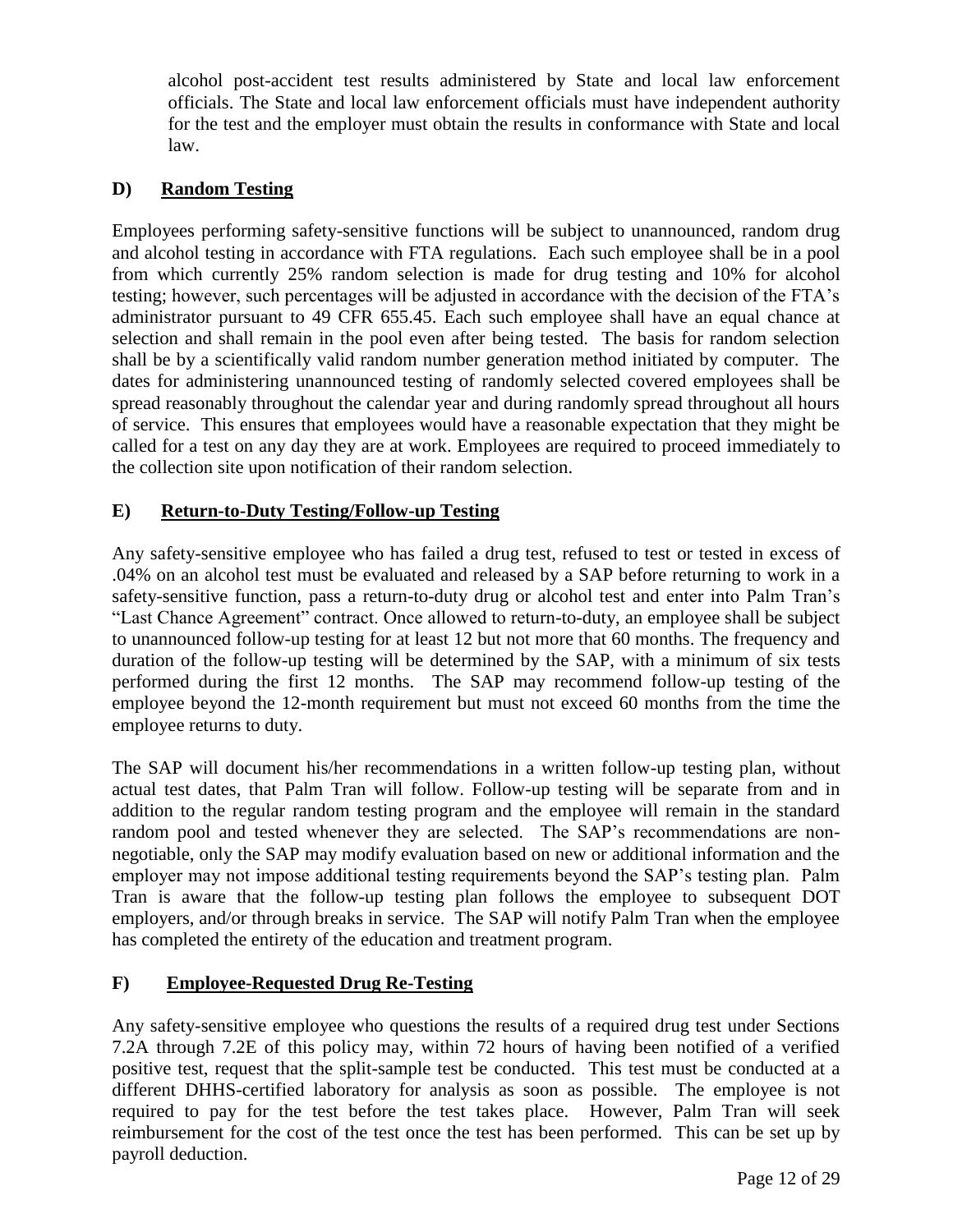alcohol post-accident test results administered by State and local law enforcement officials. The State and local law enforcement officials must have independent authority for the test and the employer must obtain the results in conformance with State and local law.

### D) Random Testing

Employees performing safety-sensitive functions will be subject to unannounced, random drug and alcohol testing in accordance with FTA regulations. Each such employee shall be in a pool from which currently 25% random selection is made for drug testing and 10% for alcohol testing; however, such percentages will be adjusted in accordance with the decision of the FTA's administrator pursuant to 49 CFR 655.45. Each such employee shall have an equal chance at selection and shall remain in the pool even after being tested. The basis for random selection shall be by a scientifically valid random number generation method initiated by computer. The dates for administering unannounced testing of randomly selected covered employees shall be spread reasonably throughout the calendar year and during randomly spread throughout all hours of service. This ensures that employees would have a reasonable expectation that they might be called for a test on any day they are at work. Employees are required to proceed immediately to the collection site upon notification of their random selection.

### E) Return-to-Duty Testing/Follow-up Testing

Any safety-sensitive employee who has failed a drug test, refused to test or tested in excess of .04% on an alcohol test must be evaluated and released by a SAP before returning to work in a safety-sensitive function, pass a return-to-duty drug or alcohol test and enter into Palm Tran's "Last Chance Agreement" contract. Once allowed to return-to-duty, an employee shall be subject to unannounced follow-up testing for at least 12 but not more that 60 months. The frequency and duration of the follow-up testing will be determined by the SAP, with a minimum of six tests performed during the first 12 months. The SAP may recommend follow-up testing of the employee beyond the 12-month requirement but must not exceed 60 months from the time the employee returns to duty.

The SAP will document his/her recommendations in a written follow-up testing plan, without actual test dates, that Palm Tran will follow. Follow-up testing will be separate from and in addition to the regular random testing program and the employee will remain in the standard random pool and tested whenever they are selected. The SAP's recommendations are non-negotiable, only the SAP may modify evaluation based on new or additional information and the employer may not impose additional testing requirements beyond the SAP's testing plan. Palm Tran is aware that the follow-up testing plan follows the employee to subsequent DOT employers, and/or through breaks in service. The SAP will notify Palm Tran when the employee has completed the entirety of the education and treatment program.

### F) Employee-Requested Drug Re-Testing

Any safety-sensitive employee who questions the results of a required drug test under Sections 7.2A through 7.2E of this policy may, within 72 hours of having been notified of a verified positive test, request that the split-sample test be conducted. This test must be conducted at a different DHHS-certified laboratory for analysis as soon as possible. The employee is not required to pay for the test before the test takes place. However, Palm Tran will seek reimbursement for the cost of the test once the test has been performed. This can be set up by payroll deduction.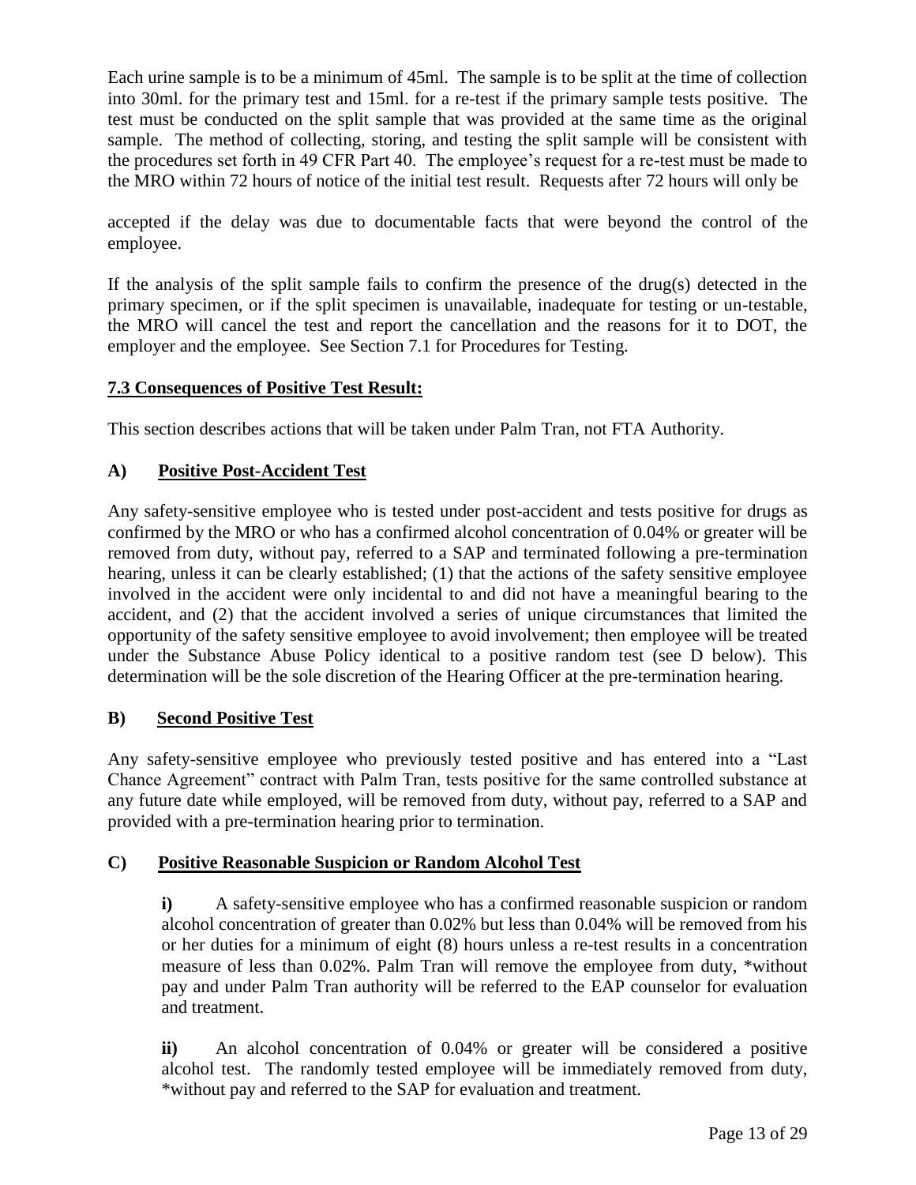Each urine sample is to be a minimum of 45ml. The sample is to be split at the time of collection into 30ml. for the primary test and 15ml. for a re-test if the primary sample tests positive. The test must be conducted on the split sample that was provided at the same time as the original sample. The method of collecting, storing, and testing the split sample will be consistent with the procedures set forth in 49 CFR Part 40. The employee's request for a re-test must be made to the MRO within 72 hours of notice of the initial test result. Requests after 72 hours will only be accepted if the delay was due to documentable facts that were beyond the control of the employee.

If the analysis of the split sample fails to confirm the presence of the drug(s) detected in the primary specimen, or if the split specimen is unavailable, inadequate for testing or un-testable, the MRO will cancel the test and report the cancellation and the reasons for it to DOT, the employer and the employee. See Section 7.1 for Procedures for Testing.

**7.3 Consequences of Positive Test Result:**

This section describes actions that will be taken under Palm Tran, not FTA Authority.

**A) Positive Post-Accident Test**

Any safety-sensitive employee who is tested under post-accident and tests positive for drugs as confirmed by the MRO or who has a confirmed alcohol concentration of 0.04% or greater will be removed from duty, without pay, referred to a SAP and terminated following a pre-termination hearing, unless it can be clearly established; (1) that the actions of the safety sensitive employee involved in the accident were only incidental to and did not have a meaningful bearing to the accident, and (2) that the accident involved a series of unique circumstances that limited the opportunity of the safety sensitive employee to avoid involvement; then employee will be treated under the Substance Abuse Policy identical to a positive random test (see D below). This determination will be the sole discretion of the Hearing Officer at the pre-termination hearing.

**B) Second Positive Test**

Any safety-sensitive employee who previously tested positive and has entered into a "Last Chance Agreement" contract with Palm Tran, tests positive for the same controlled substance at any future date while employed, will be removed from duty, without pay, referred to a SAP and provided with a pre-termination hearing prior to termination.

**C) Positive Reasonable Suspicion or Random Alcohol Test**

**i)** A safety-sensitive employee who has a confirmed reasonable suspicion or random alcohol concentration of greater than 0.02% but less than 0.04% will be removed from his or her duties for a minimum of eight (8) hours unless a re-test results in a concentration measure of less than 0.02%. Palm Tran will remove the employee from duty, *without pay and under Palm Tran authority will be referred to the EAP counselor for evaluation and treatment.

**ii)** An alcohol concentration of 0.04% or greater will be considered a positive alcohol test. The randomly tested employee will be immediately removed from duty, *without pay and referred to the SAP for evaluation and treatment.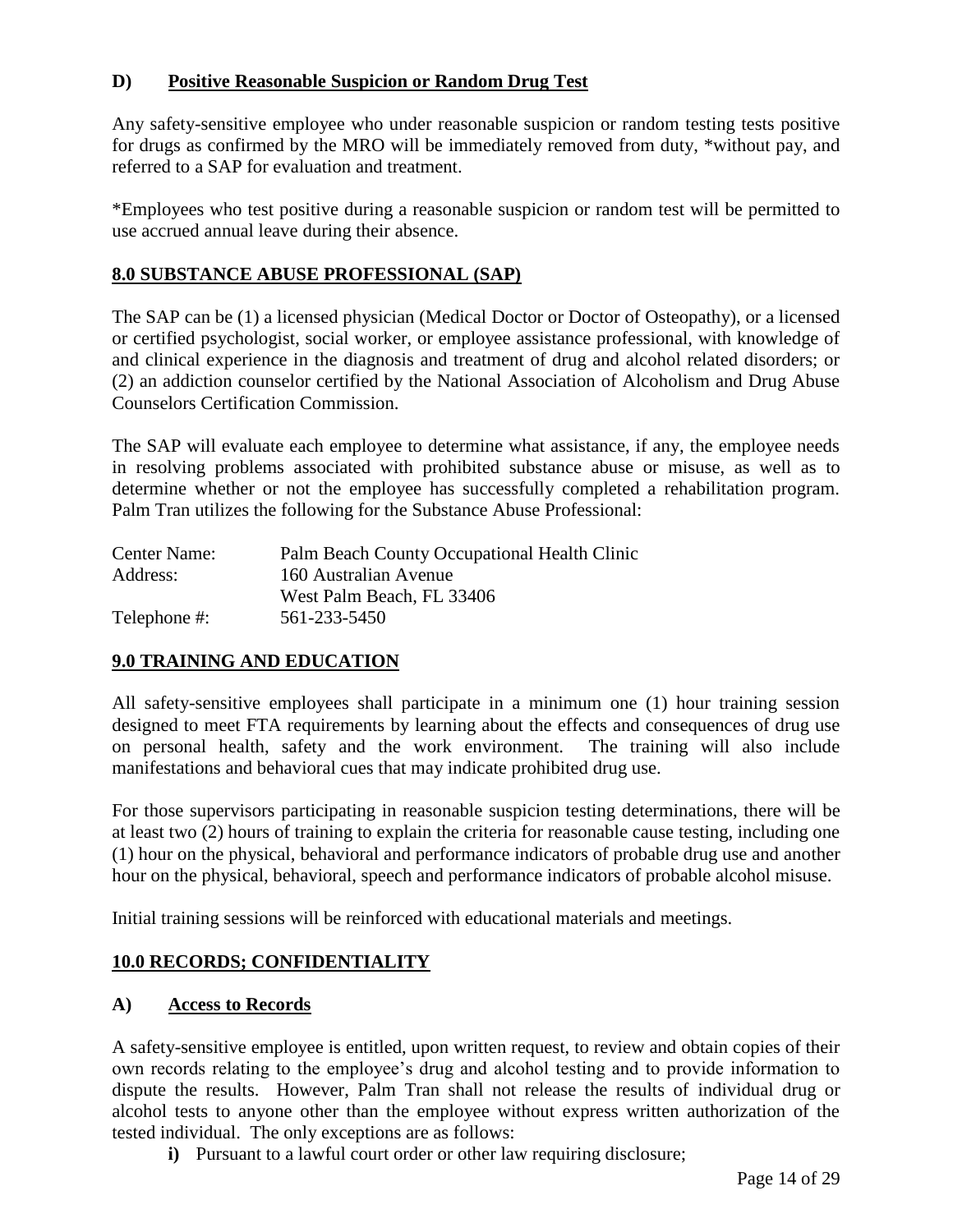### D) Positive Reasonable Suspicion or Random Drug Test

Any safety-sensitive employee who under reasonable suspicion or random testing tests positive for drugs as confirmed by the MRO will be immediately removed from duty, *without pay, and referred to a SAP for evaluation and treatment.

*Employees who test positive during a reasonable suspicion or random test will be permitted to use accrued annual leave during their absence.

## 8.0 SUBSTANCE ABUSE PROFESSIONAL (SAP)

The SAP can be (1) a licensed physician (Medical Doctor or Doctor of Osteopathy), or a licensed or certified psychologist, social worker, or employee assistance professional, with knowledge of and clinical experience in the diagnosis and treatment of drug and alcohol related disorders; or (2) an addiction counselor certified by the National Association of Alcoholism and Drug Abuse Counselors Certification Commission.

The SAP will evaluate each employee to determine what assistance, if any, the employee needs in resolving problems associated with prohibited substance abuse or misuse, as well as to determine whether or not the employee has successfully completed a rehabilitation program. Palm Tran utilizes the following for the Substance Abuse Professional:

| | |
|---|---|
| Center Name: | Palm Beach County Occupational Health Clinic |
| Address: | 160 Australian Avenue<br>West Palm Beach, FL 33406 |
| Telephone #: | 561-233-5450 |

## 9.0 TRAINING AND EDUCATION

All safety-sensitive employees shall participate in a minimum one (1) hour training session designed to meet FTA requirements by learning about the effects and consequences of drug use on personal health, safety and the work environment. The training will also include manifestations and behavioral cues that may indicate prohibited drug use.

For those supervisors participating in reasonable suspicion testing determinations, there will be at least two (2) hours of training to explain the criteria for reasonable cause testing, including one (1) hour on the physical, behavioral and performance indicators of probable drug use and another hour on the physical, behavioral, speech and performance indicators of probable alcohol misuse.

Initial training sessions will be reinforced with educational materials and meetings.

## 10.0 RECORDS; CONFIDENTIALITY

### A) Access to Records

A safety-sensitive employee is entitled, upon written request, to review and obtain copies of their own records relating to the employee's drug and alcohol testing and to provide information to dispute the results. However, Palm Tran shall not release the results of individual drug or alcohol tests to anyone other than the employee without express written authorization of the tested individual. The only exceptions are as follows:

- **i)** Pursuant to a lawful court order or other law requiring disclosure;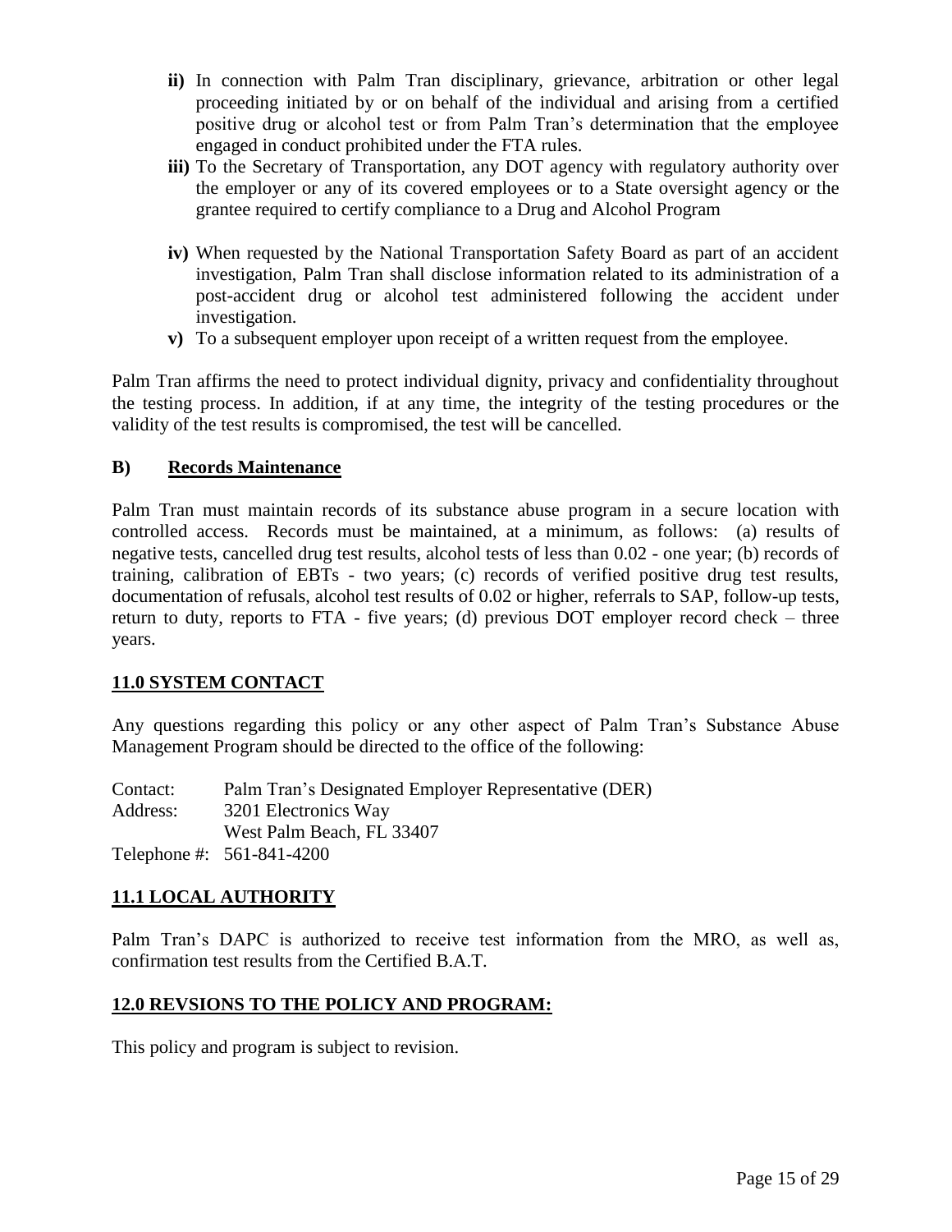- **ii)** In connection with Palm Tran disciplinary, grievance, arbitration or other legal proceeding initiated by or on behalf of the individual and arising from a certified positive drug or alcohol test or from Palm Tran's determination that the employee engaged in conduct prohibited under the FTA rules.
- **iii)** To the Secretary of Transportation, any DOT agency with regulatory authority over the employer or any of its covered employees or to a State oversight agency or the grantee required to certify compliance to a Drug and Alcohol Program
- **iv)** When requested by the National Transportation Safety Board as part of an accident investigation, Palm Tran shall disclose information related to its administration of a post-accident drug or alcohol test administered following the accident under investigation.
- **v)** To a subsequent employer upon receipt of a written request from the employee.

Palm Tran affirms the need to protect individual dignity, privacy and confidentiality throughout the testing process. In addition, if at any time, the integrity of the testing procedures or the validity of the test results is compromised, the test will be cancelled.

### B) Records Maintenance

Palm Tran must maintain records of its substance abuse program in a secure location with controlled access. Records must be maintained, at a minimum, as follows: (a) results of negative tests, cancelled drug test results, alcohol tests of less than 0.02 - one year; (b) records of training, calibration of EBTs - two years; (c) records of verified positive drug test results, documentation of refusals, alcohol test results of 0.02 or higher, referrals to SAP, follow-up tests, return to duty, reports to FTA - five years; (d) previous DOT employer record check – three years.

## 11.0 SYSTEM CONTACT

Any questions regarding this policy or any other aspect of Palm Tran's Substance Abuse Management Program should be directed to the office of the following:

Contact: Palm Tran's Designated Employer Representative (DER)
Address: 3201 Electronics Way
West Palm Beach, FL 33407
Telephone #: 561-841-4200

## 11.1 LOCAL AUTHORITY

Palm Tran's DAPC is authorized to receive test information from the MRO, as well as, confirmation test results from the Certified B.A.T.

## 12.0 REVSIONS TO THE POLICY AND PROGRAM:

This policy and program is subject to revision.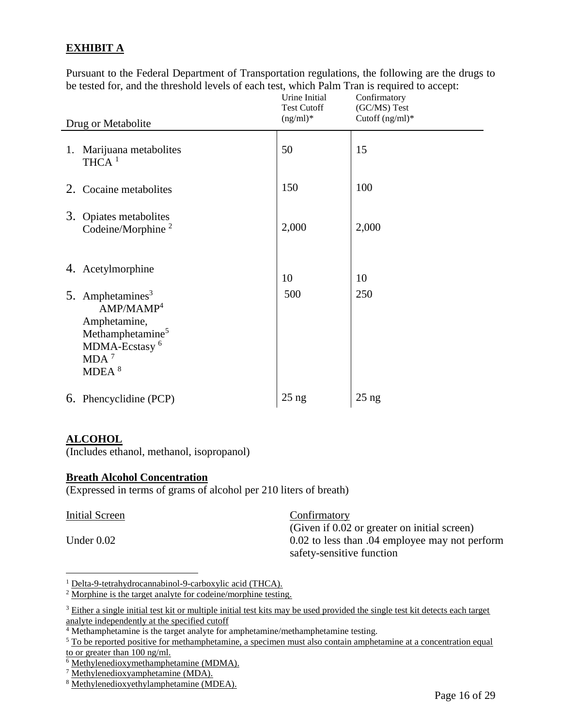## EXHIBIT A

Pursuant to the Federal Department of Transportation regulations, the following are the drugs to be tested for, and the threshold levels of each test, which Palm Tran is required to accept:

| Drug or Metabolite | Urine Initial Test Cutoff (ng/ml)* | Confirmatory (GC/MS) Test Cutoff (ng/ml)* |
|---|---|---|
| 1. Marijuana metabolites THCA [1] | 50 | 15 |
| 2. Cocaine metabolites | 150 | 100 |
| 3. Opiates metabolites Codeine/Morphine [2] | 2,000 | 2,000 |
| 4. Acetylmorphine | 10 | 10 |
| 5. Amphetamines[3] AMP/MAMP[4] Amphetamine, Methamphetamine[5] MDMA-Ecstasy [6] MDA [7] MDEA [8] | 500 | 250 |
| 6. Phencyclidine (PCP) | 25 ng | 25 ng |

## ALCOHOL

(Includes ethanol, methanol, isopropanol)

### Breath Alcohol Concentration

(Expressed in terms of grams of alcohol per 210 liters of breath)

| Initial Screen | Confirmatory (Given if 0.02 or greater on initial screen) |
|---|---|
| Under 0.02 | 0.02 to less than .04 employee may not perform safety-sensitive function |

---

[1] Delta-9-tetrahydrocannabinol-9-carboxylic acid (THCA).

[2] Morphine is the target analyte for codeine/morphine testing.

[3] Either a single initial test kit or multiple initial test kits may be used provided the single test kit detects each target analyte independently at the specified cutoff

[4] Methamphetamine is the target analyte for amphetamine/methamphetamine testing.

[5] To be reported positive for methamphetamine, a specimen must also contain amphetamine at a concentration equal to or greater than 100 ng/ml.

[6] Methylenedioxymethamphetamine (MDMA).

[7] Methylenedioxyamphetamine (MDA).

[8] Methylenedioxyethylamphetamine (MDEA).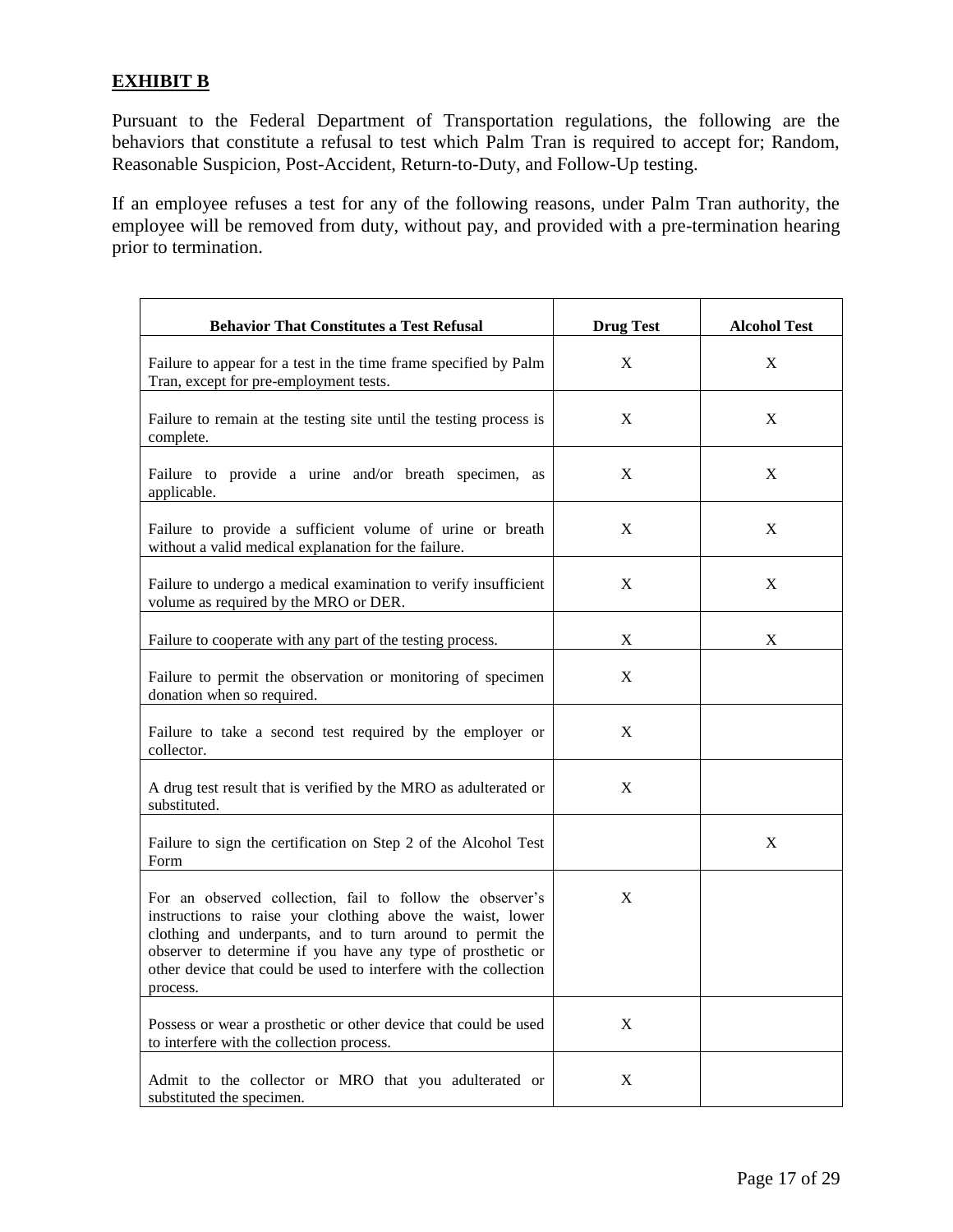**EXHIBIT B**

Pursuant to the Federal Department of Transportation regulations, the following are the behaviors that constitute a refusal to test which Palm Tran is required to accept for; Random, Reasonable Suspicion, Post-Accident, Return-to-Duty, and Follow-Up testing.

If an employee refuses a test for any of the following reasons, under Palm Tran authority, the employee will be removed from duty, without pay, and provided with a pre-termination hearing prior to termination.

| Behavior That Constitutes a Test Refusal | Drug Test | Alcohol Test |
|---|---|---|
| Failure to appear for a test in the time frame specified by Palm Tran, except for pre-employment tests. | X | X |
| Failure to remain at the testing site until the testing process is complete. | X | X |
| Failure to provide a urine and/or breath specimen, as applicable. | X | X |
| Failure to provide a sufficient volume of urine or breath without a valid medical explanation for the failure. | X | X |
| Failure to undergo a medical examination to verify insufficient volume as required by the MRO or DER. | X | X |
| Failure to cooperate with any part of the testing process. | X | X |
| Failure to permit the observation or monitoring of specimen donation when so required. | X | |
| Failure to take a second test required by the employer or collector. | X | |
| A drug test result that is verified by the MRO as adulterated or substituted. | X | |
| Failure to sign the certification on Step 2 of the Alcohol Test Form | | X |
| For an observed collection, fail to follow the observer's instructions to raise your clothing above the waist, lower clothing and underpants, and to turn around to permit the observer to determine if you have any type of prosthetic or other device that could be used to interfere with the collection process. | X | |
| Possess or wear a prosthetic or other device that could be used to interfere with the collection process. | X | |
| Admit to the collector or MRO that you adulterated or substituted the specimen. | X | |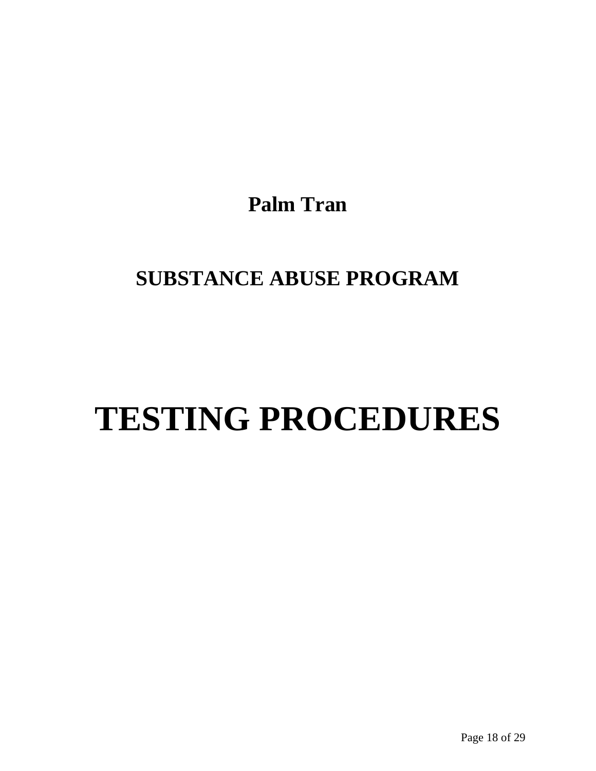**Palm Tran**

**SUBSTANCE ABUSE PROGRAM**

# TESTING PROCEDURES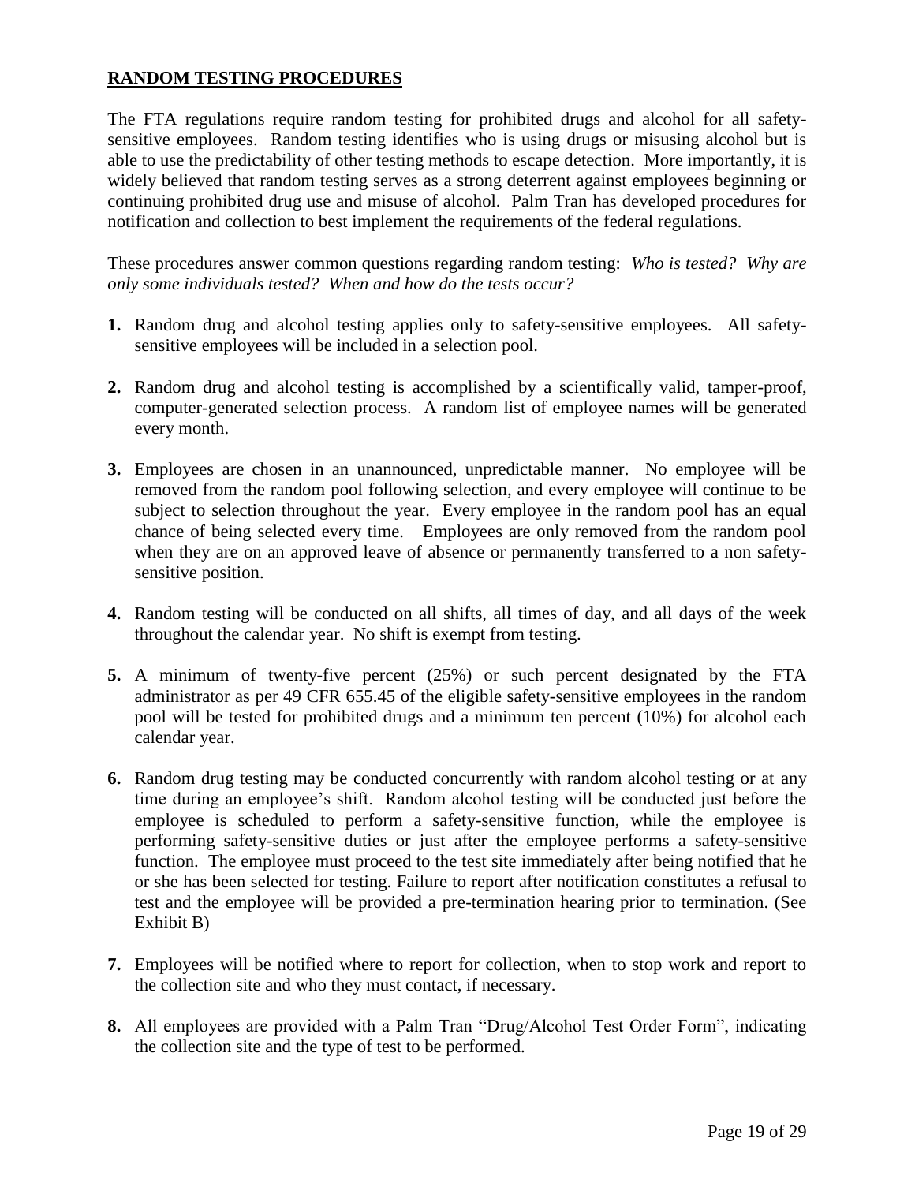## **RANDOM TESTING PROCEDURES**

The FTA regulations require random testing for prohibited drugs and alcohol for all safety-sensitive employees. Random testing identifies who is using drugs or misusing alcohol but is able to use the predictability of other testing methods to escape detection. More importantly, it is widely believed that random testing serves as a strong deterrent against employees beginning or continuing prohibited drug use and misuse of alcohol. Palm Tran has developed procedures for notification and collection to best implement the requirements of the federal regulations.

These procedures answer common questions regarding random testing: *Who is tested? Why are only some individuals tested? When and how do the tests occur?*

**1.** Random drug and alcohol testing applies only to safety-sensitive employees. All safety-sensitive employees will be included in a selection pool.

**2.** Random drug and alcohol testing is accomplished by a scientifically valid, tamper-proof, computer-generated selection process. A random list of employee names will be generated every month.

**3.** Employees are chosen in an unannounced, unpredictable manner. No employee will be removed from the random pool following selection, and every employee will continue to be subject to selection throughout the year. Every employee in the random pool has an equal chance of being selected every time. Employees are only removed from the random pool when they are on an approved leave of absence or permanently transferred to a non safety-sensitive position.

**4.** Random testing will be conducted on all shifts, all times of day, and all days of the week throughout the calendar year. No shift is exempt from testing.

**5.** A minimum of twenty-five percent (25%) or such percent designated by the FTA administrator as per 49 CFR 655.45 of the eligible safety-sensitive employees in the random pool will be tested for prohibited drugs and a minimum ten percent (10%) for alcohol each calendar year.

**6.** Random drug testing may be conducted concurrently with random alcohol testing or at any time during an employee's shift. Random alcohol testing will be conducted just before the employee is scheduled to perform a safety-sensitive function, while the employee is performing safety-sensitive duties or just after the employee performs a safety-sensitive function. The employee must proceed to the test site immediately after being notified that he or she has been selected for testing. Failure to report after notification constitutes a refusal to test and the employee will be provided a pre-termination hearing prior to termination. (See Exhibit B)

**7.** Employees will be notified where to report for collection, when to stop work and report to the collection site and who they must contact, if necessary.

**8.** All employees are provided with a Palm Tran "Drug/Alcohol Test Order Form", indicating the collection site and the type of test to be performed.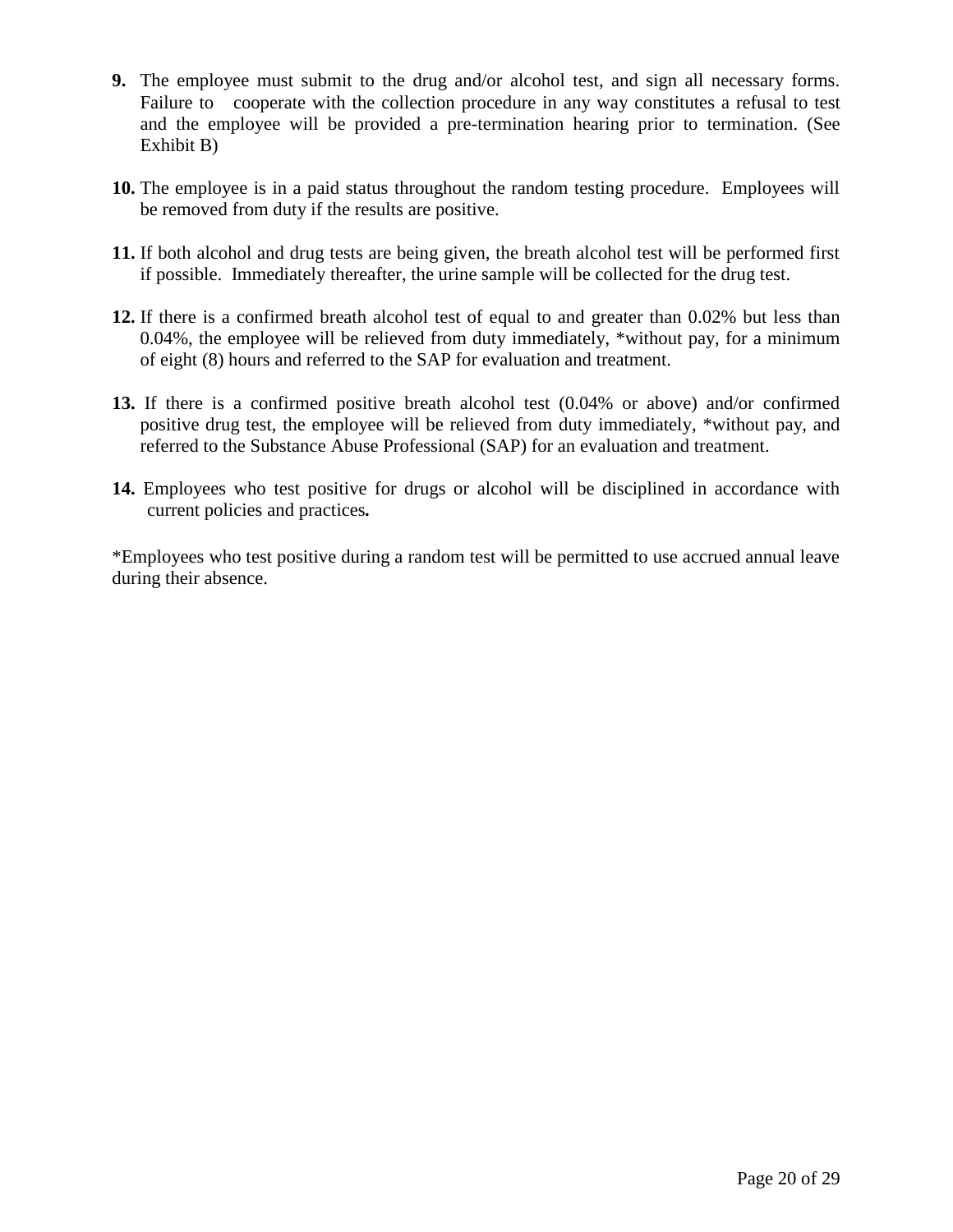**9.** The employee must submit to the drug and/or alcohol test, and sign all necessary forms. Failure to cooperate with the collection procedure in any way constitutes a refusal to test and the employee will be provided a pre-termination hearing prior to termination. (See Exhibit B)

**10.** The employee is in a paid status throughout the random testing procedure. Employees will be removed from duty if the results are positive.

**11.** If both alcohol and drug tests are being given, the breath alcohol test will be performed first if possible. Immediately thereafter, the urine sample will be collected for the drug test.

**12.** If there is a confirmed breath alcohol test of equal to and greater than 0.02% but less than 0.04%, the employee will be relieved from duty immediately, *without pay, for a minimum of eight (8) hours and referred to the SAP for evaluation and treatment.

**13.** If there is a confirmed positive breath alcohol test (0.04% or above) and/or confirmed positive drug test, the employee will be relieved from duty immediately, *without pay, and referred to the Substance Abuse Professional (SAP) for an evaluation and treatment.

**14.** Employees who test positive for drugs or alcohol will be disciplined in accordance with current policies and practices**.**

*Employees who test positive during a random test will be permitted to use accrued annual leave during their absence.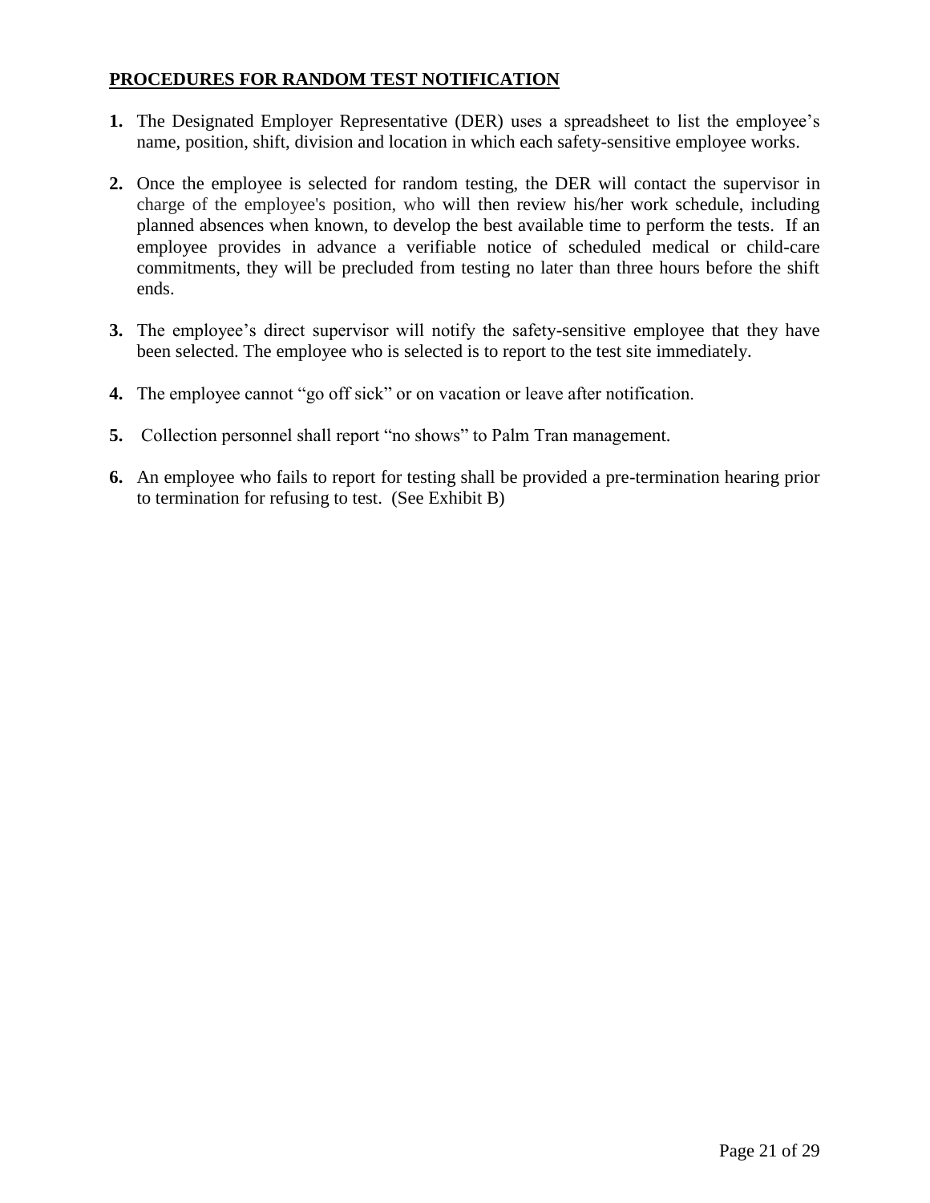**PROCEDURES FOR RANDOM TEST NOTIFICATION**

1. The Designated Employer Representative (DER) uses a spreadsheet to list the employee's name, position, shift, division and location in which each safety-sensitive employee works.

2. Once the employee is selected for random testing, the DER will contact the supervisor in charge of the employee's position, who will then review his/her work schedule, including planned absences when known, to develop the best available time to perform the tests. If an employee provides in advance a verifiable notice of scheduled medical or child-care commitments, they will be precluded from testing no later than three hours before the shift ends.

3. The employee's direct supervisor will notify the safety-sensitive employee that they have been selected. The employee who is selected is to report to the test site immediately.

4. The employee cannot "go off sick" or on vacation or leave after notification.

5. Collection personnel shall report "no shows" to Palm Tran management.

6. An employee who fails to report for testing shall be provided a pre-termination hearing prior to termination for refusing to test. (See Exhibit B)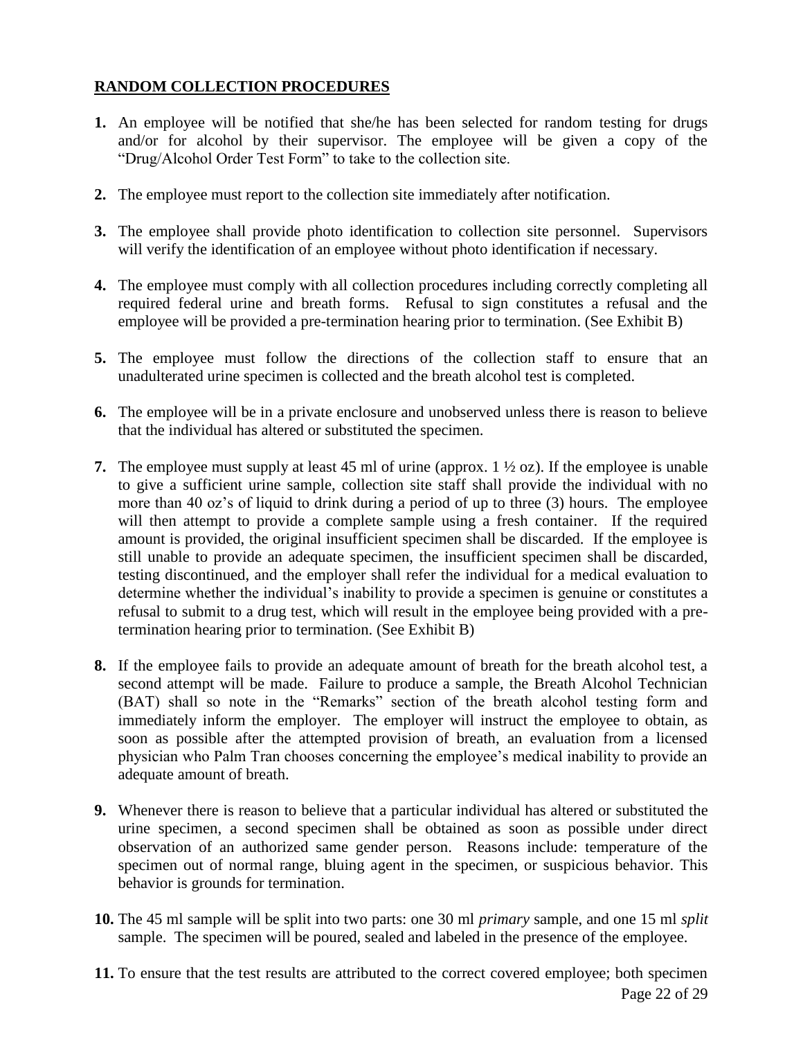## **RANDOM COLLECTION PROCEDURES**

**1.** An employee will be notified that she/he has been selected for random testing for drugs and/or for alcohol by their supervisor. The employee will be given a copy of the "Drug/Alcohol Order Test Form" to take to the collection site.

**2.** The employee must report to the collection site immediately after notification.

**3.** The employee shall provide photo identification to collection site personnel. Supervisors will verify the identification of an employee without photo identification if necessary.

**4.** The employee must comply with all collection procedures including correctly completing all required federal urine and breath forms. Refusal to sign constitutes a refusal and the employee will be provided a pre-termination hearing prior to termination. (See Exhibit B)

**5.** The employee must follow the directions of the collection staff to ensure that an unadulterated urine specimen is collected and the breath alcohol test is completed.

**6.** The employee will be in a private enclosure and unobserved unless there is reason to believe that the individual has altered or substituted the specimen.

**7.** The employee must supply at least 45 ml of urine (approx. 1 ½ oz). If the employee is unable to give a sufficient urine sample, collection site staff shall provide the individual with no more than 40 oz's of liquid to drink during a period of up to three (3) hours. The employee will then attempt to provide a complete sample using a fresh container. If the required amount is provided, the original insufficient specimen shall be discarded. If the employee is still unable to provide an adequate specimen, the insufficient specimen shall be discarded, testing discontinued, and the employer shall refer the individual for a medical evaluation to determine whether the individual's inability to provide a specimen is genuine or constitutes a refusal to submit to a drug test, which will result in the employee being provided with a pre-termination hearing prior to termination. (See Exhibit B)

**8.** If the employee fails to provide an adequate amount of breath for the breath alcohol test, a second attempt will be made. Failure to produce a sample, the Breath Alcohol Technician (BAT) shall so note in the "Remarks" section of the breath alcohol testing form and immediately inform the employer. The employer will instruct the employee to obtain, as soon as possible after the attempted provision of breath, an evaluation from a licensed physician who Palm Tran chooses concerning the employee's medical inability to provide an adequate amount of breath.

**9.** Whenever there is reason to believe that a particular individual has altered or substituted the urine specimen, a second specimen shall be obtained as soon as possible under direct observation of an authorized same gender person. Reasons include: temperature of the specimen out of normal range, bluing agent in the specimen, or suspicious behavior. This behavior is grounds for termination.

**10.** The 45 ml sample will be split into two parts: one 30 ml *primary* sample, and one 15 ml *split* sample. The specimen will be poured, sealed and labeled in the presence of the employee.

**11.** To ensure that the test results are attributed to the correct covered employee; both specimen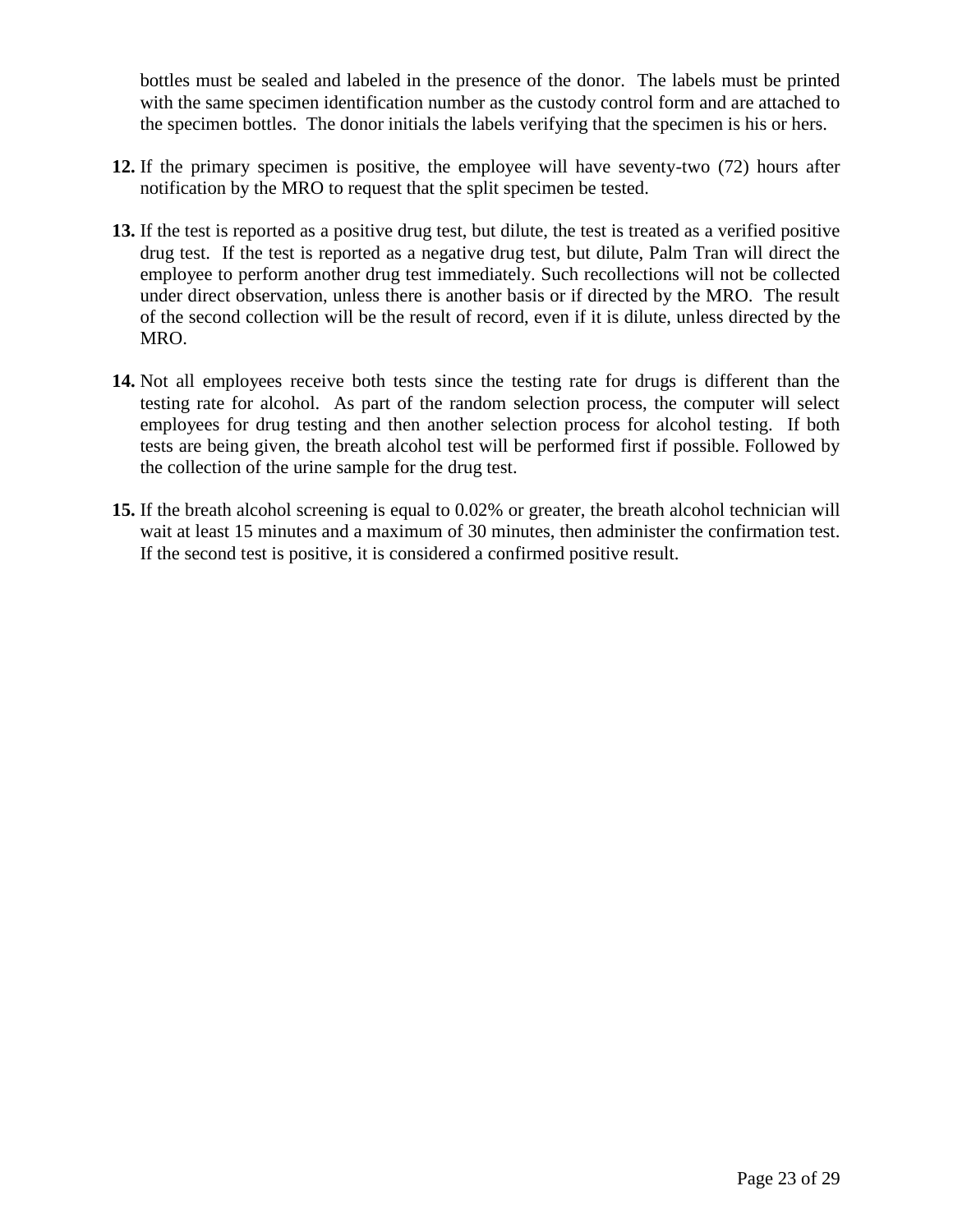bottles must be sealed and labeled in the presence of the donor. The labels must be printed with the same specimen identification number as the custody control form and are attached to the specimen bottles. The donor initials the labels verifying that the specimen is his or hers.

**12.** If the primary specimen is positive, the employee will have seventy-two (72) hours after notification by the MRO to request that the split specimen be tested.

**13.** If the test is reported as a positive drug test, but dilute, the test is treated as a verified positive drug test. If the test is reported as a negative drug test, but dilute, Palm Tran will direct the employee to perform another drug test immediately. Such recollections will not be collected under direct observation, unless there is another basis or if directed by the MRO. The result of the second collection will be the result of record, even if it is dilute, unless directed by the MRO.

**14.** Not all employees receive both tests since the testing rate for drugs is different than the testing rate for alcohol. As part of the random selection process, the computer will select employees for drug testing and then another selection process for alcohol testing. If both tests are being given, the breath alcohol test will be performed first if possible. Followed by the collection of the urine sample for the drug test.

**15.** If the breath alcohol screening is equal to 0.02% or greater, the breath alcohol technician will wait at least 15 minutes and a maximum of 30 minutes, then administer the confirmation test. If the second test is positive, it is considered a confirmed positive result.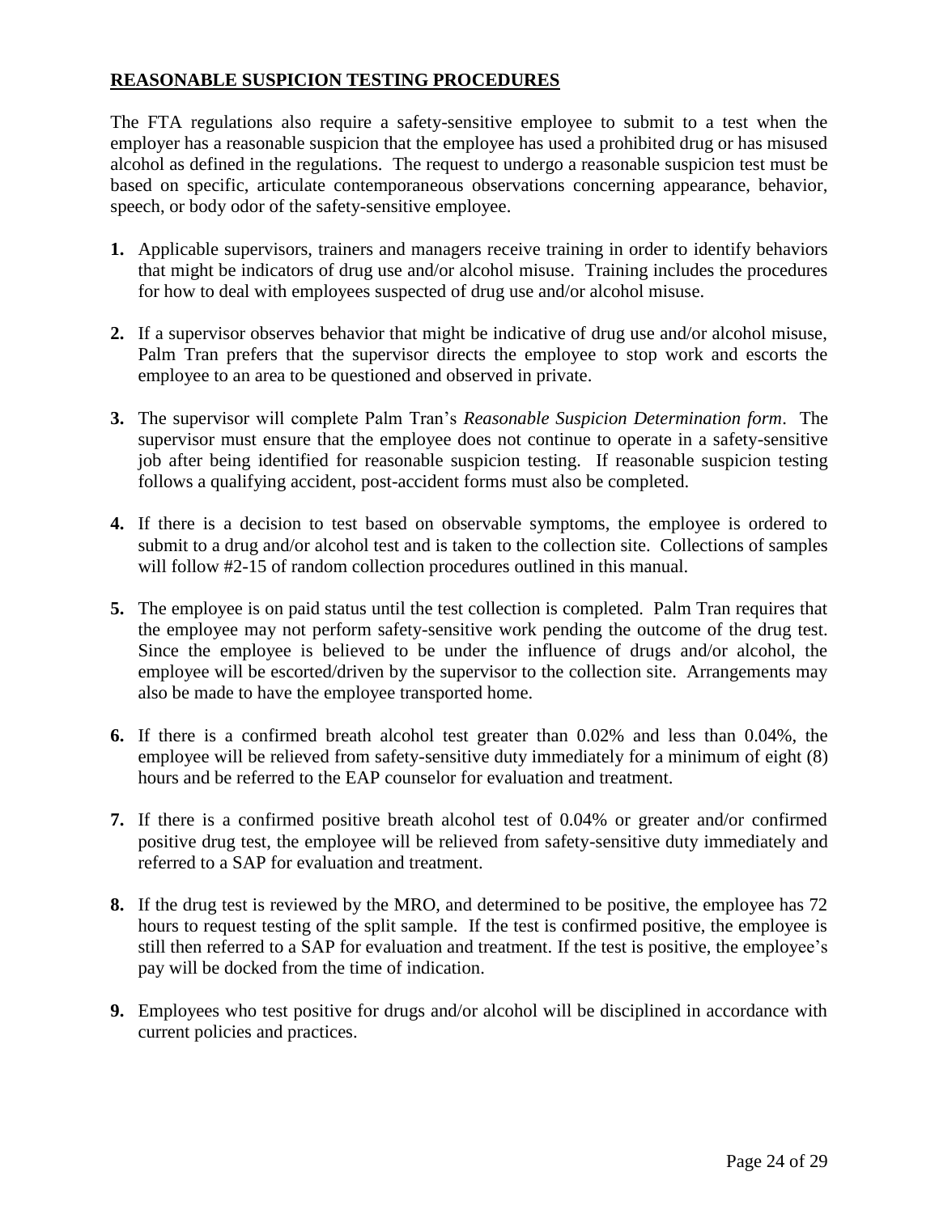## REASONABLE SUSPICION TESTING PROCEDURES

The FTA regulations also require a safety-sensitive employee to submit to a test when the employer has a reasonable suspicion that the employee has used a prohibited drug or has misused alcohol as defined in the regulations. The request to undergo a reasonable suspicion test must be based on specific, articulate contemporaneous observations concerning appearance, behavior, speech, or body odor of the safety-sensitive employee.

1. Applicable supervisors, trainers and managers receive training in order to identify behaviors that might be indicators of drug use and/or alcohol misuse. Training includes the procedures for how to deal with employees suspected of drug use and/or alcohol misuse.

2. If a supervisor observes behavior that might be indicative of drug use and/or alcohol misuse, Palm Tran prefers that the supervisor directs the employee to stop work and escorts the employee to an area to be questioned and observed in private.

3. The supervisor will complete Palm Tran's *Reasonable Suspicion Determination form*. The supervisor must ensure that the employee does not continue to operate in a safety-sensitive job after being identified for reasonable suspicion testing. If reasonable suspicion testing follows a qualifying accident, post-accident forms must also be completed.

4. If there is a decision to test based on observable symptoms, the employee is ordered to submit to a drug and/or alcohol test and is taken to the collection site. Collections of samples will follow #2-15 of random collection procedures outlined in this manual.

5. The employee is on paid status until the test collection is completed. Palm Tran requires that the employee may not perform safety-sensitive work pending the outcome of the drug test. Since the employee is believed to be under the influence of drugs and/or alcohol, the employee will be escorted/driven by the supervisor to the collection site. Arrangements may also be made to have the employee transported home.

6. If there is a confirmed breath alcohol test greater than 0.02% and less than 0.04%, the employee will be relieved from safety-sensitive duty immediately for a minimum of eight (8) hours and be referred to the EAP counselor for evaluation and treatment.

7. If there is a confirmed positive breath alcohol test of 0.04% or greater and/or confirmed positive drug test, the employee will be relieved from safety-sensitive duty immediately and referred to a SAP for evaluation and treatment.

8. If the drug test is reviewed by the MRO, and determined to be positive, the employee has 72 hours to request testing of the split sample. If the test is confirmed positive, the employee is still then referred to a SAP for evaluation and treatment. If the test is positive, the employee's pay will be docked from the time of indication.

9. Employees who test positive for drugs and/or alcohol will be disciplined in accordance with current policies and practices.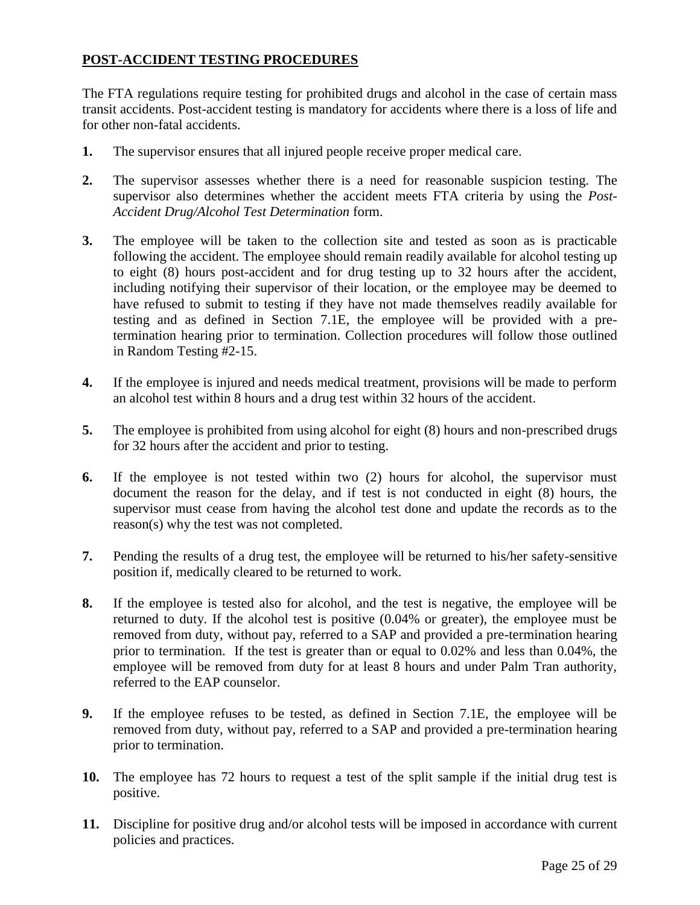**POST-ACCIDENT TESTING PROCEDURES**

The FTA regulations require testing for prohibited drugs and alcohol in the case of certain mass transit accidents. Post-accident testing is mandatory for accidents where there is a loss of life and for other non-fatal accidents.

**1.** The supervisor ensures that all injured people receive proper medical care.

**2.** The supervisor assesses whether there is a need for reasonable suspicion testing. The supervisor also determines whether the accident meets FTA criteria by using the *Post-Accident Drug/Alcohol Test Determination* form.

**3.** The employee will be taken to the collection site and tested as soon as is practicable following the accident. The employee should remain readily available for alcohol testing up to eight (8) hours post-accident and for drug testing up to 32 hours after the accident, including notifying their supervisor of their location, or the employee may be deemed to have refused to submit to testing if they have not made themselves readily available for testing and as defined in Section 7.1E, the employee will be provided with a pre-termination hearing prior to termination. Collection procedures will follow those outlined in Random Testing #2-15.

**4.** If the employee is injured and needs medical treatment, provisions will be made to perform an alcohol test within 8 hours and a drug test within 32 hours of the accident.

**5.** The employee is prohibited from using alcohol for eight (8) hours and non-prescribed drugs for 32 hours after the accident and prior to testing.

**6.** If the employee is not tested within two (2) hours for alcohol, the supervisor must document the reason for the delay, and if test is not conducted in eight (8) hours, the supervisor must cease from having the alcohol test done and update the records as to the reason(s) why the test was not completed.

**7.** Pending the results of a drug test, the employee will be returned to his/her safety-sensitive position if, medically cleared to be returned to work.

**8.** If the employee is tested also for alcohol, and the test is negative, the employee will be returned to duty. If the alcohol test is positive (0.04% or greater), the employee must be removed from duty, without pay, referred to a SAP and provided a pre-termination hearing prior to termination. If the test is greater than or equal to 0.02% and less than 0.04%, the employee will be removed from duty for at least 8 hours and under Palm Tran authority, referred to the EAP counselor.

**9.** If the employee refuses to be tested, as defined in Section 7.1E, the employee will be removed from duty, without pay, referred to a SAP and provided a pre-termination hearing prior to termination.

**10.** The employee has 72 hours to request a test of the split sample if the initial drug test is positive.

**11.** Discipline for positive drug and/or alcohol tests will be imposed in accordance with current policies and practices.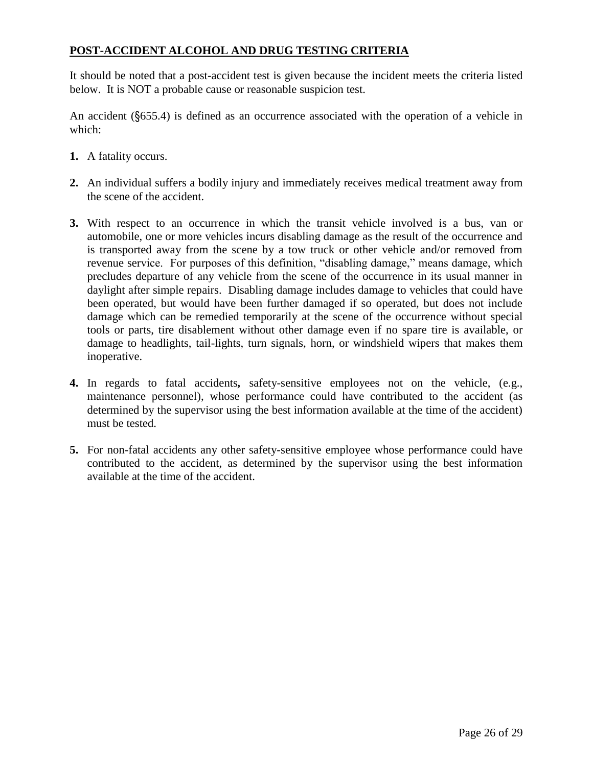**<u>POST-ACCIDENT ALCOHOL AND DRUG TESTING CRITERIA</u>**

It should be noted that a post-accident test is given because the incident meets the criteria listed below. It is NOT a probable cause or reasonable suspicion test.

An accident (§655.4) is defined as an occurrence associated with the operation of a vehicle in which:

**1.** A fatality occurs.

**2.** An individual suffers a bodily injury and immediately receives medical treatment away from the scene of the accident.

**3.** With respect to an occurrence in which the transit vehicle involved is a bus, van or automobile, one or more vehicles incurs disabling damage as the result of the occurrence and is transported away from the scene by a tow truck or other vehicle and/or removed from revenue service. For purposes of this definition, "disabling damage," means damage, which precludes departure of any vehicle from the scene of the occurrence in its usual manner in daylight after simple repairs. Disabling damage includes damage to vehicles that could have been operated, but would have been further damaged if so operated, but does not include damage which can be remedied temporarily at the scene of the occurrence without special tools or parts, tire disablement without other damage even if no spare tire is available, or damage to headlights, tail-lights, turn signals, horn, or windshield wipers that makes them inoperative.

**4.** In regards to fatal accidents**,** safety-sensitive employees not on the vehicle, (e.g., maintenance personnel), whose performance could have contributed to the accident (as determined by the supervisor using the best information available at the time of the accident) must be tested.

**5.** For non-fatal accidents any other safety-sensitive employee whose performance could have contributed to the accident, as determined by the supervisor using the best information available at the time of the accident.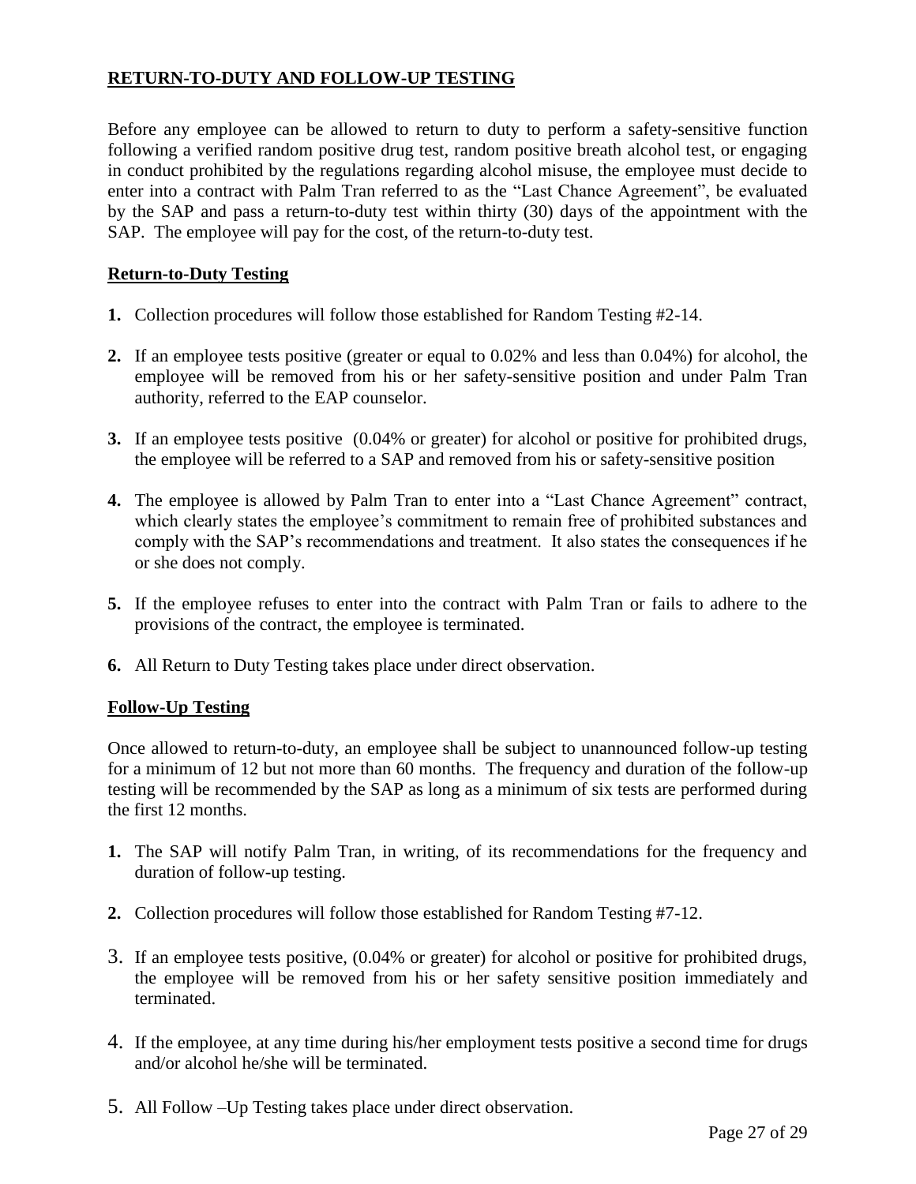## RETURN-TO-DUTY AND FOLLOW-UP TESTING

Before any employee can be allowed to return to duty to perform a safety-sensitive function following a verified random positive drug test, random positive breath alcohol test, or engaging in conduct prohibited by the regulations regarding alcohol misuse, the employee must decide to enter into a contract with Palm Tran referred to as the "Last Chance Agreement", be evaluated by the SAP and pass a return-to-duty test within thirty (30) days of the appointment with the SAP. The employee will pay for the cost, of the return-to-duty test.

### Return-to-Duty Testing

1. Collection procedures will follow those established for Random Testing #2-14.
2. If an employee tests positive (greater or equal to 0.02% and less than 0.04%) for alcohol, the employee will be removed from his or her safety-sensitive position and under Palm Tran authority, referred to the EAP counselor.
3. If an employee tests positive (0.04% or greater) for alcohol or positive for prohibited drugs, the employee will be referred to a SAP and removed from his or safety-sensitive position
4. The employee is allowed by Palm Tran to enter into a "Last Chance Agreement" contract, which clearly states the employee's commitment to remain free of prohibited substances and comply with the SAP's recommendations and treatment. It also states the consequences if he or she does not comply.
5. If the employee refuses to enter into the contract with Palm Tran or fails to adhere to the provisions of the contract, the employee is terminated.
6. All Return to Duty Testing takes place under direct observation.

### Follow-Up Testing

Once allowed to return-to-duty, an employee shall be subject to unannounced follow-up testing for a minimum of 12 but not more than 60 months. The frequency and duration of the follow-up testing will be recommended by the SAP as long as a minimum of six tests are performed during the first 12 months.

1. The SAP will notify Palm Tran, in writing, of its recommendations for the frequency and duration of follow-up testing.
2. Collection procedures will follow those established for Random Testing #7-12.
3. If an employee tests positive, (0.04% or greater) for alcohol or positive for prohibited drugs, the employee will be removed from his or her safety sensitive position immediately and terminated.
4. If the employee, at any time during his/her employment tests positive a second time for drugs and/or alcohol he/she will be terminated.
5. All Follow –Up Testing takes place under direct observation.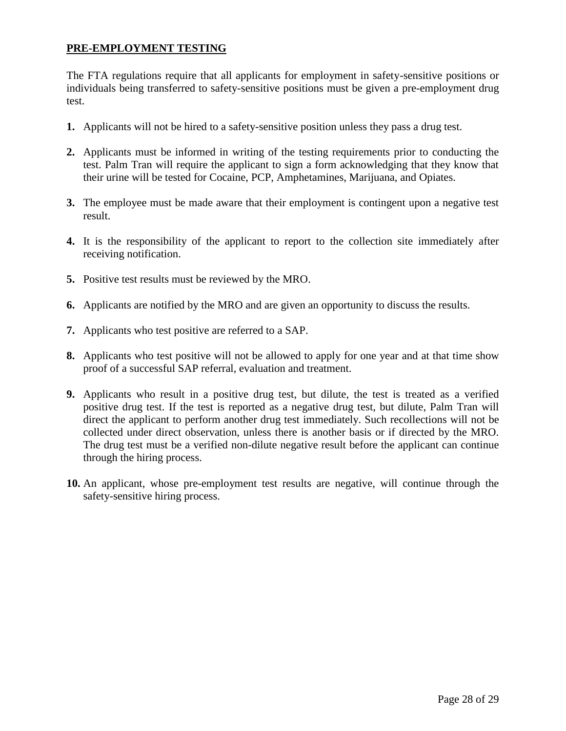## PRE-EMPLOYMENT TESTING

The FTA regulations require that all applicants for employment in safety-sensitive positions or individuals being transferred to safety-sensitive positions must be given a pre-employment drug test.

1. Applicants will not be hired to a safety-sensitive position unless they pass a drug test.

2. Applicants must be informed in writing of the testing requirements prior to conducting the test. Palm Tran will require the applicant to sign a form acknowledging that they know that their urine will be tested for Cocaine, PCP, Amphetamines, Marijuana, and Opiates.

3. The employee must be made aware that their employment is contingent upon a negative test result.

4. It is the responsibility of the applicant to report to the collection site immediately after receiving notification.

5. Positive test results must be reviewed by the MRO.

6. Applicants are notified by the MRO and are given an opportunity to discuss the results.

7. Applicants who test positive are referred to a SAP.

8. Applicants who test positive will not be allowed to apply for one year and at that time show proof of a successful SAP referral, evaluation and treatment.

9. Applicants who result in a positive drug test, but dilute, the test is treated as a verified positive drug test. If the test is reported as a negative drug test, but dilute, Palm Tran will direct the applicant to perform another drug test immediately. Such recollections will not be collected under direct observation, unless there is another basis or if directed by the MRO. The drug test must be a verified non-dilute negative result before the applicant can continue through the hiring process.

10. An applicant, whose pre-employment test results are negative, will continue through the safety-sensitive hiring process.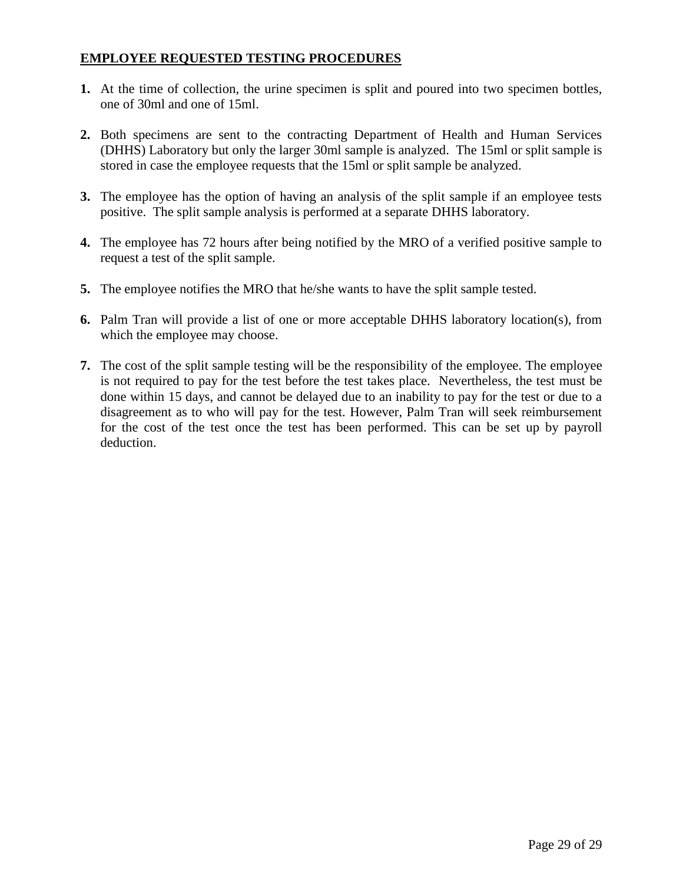**EMPLOYEE REQUESTED TESTING PROCEDURES**

1. At the time of collection, the urine specimen is split and poured into two specimen bottles, one of 30ml and one of 15ml.

2. Both specimens are sent to the contracting Department of Health and Human Services (DHHS) Laboratory but only the larger 30ml sample is analyzed. The 15ml or split sample is stored in case the employee requests that the 15ml or split sample be analyzed.

3. The employee has the option of having an analysis of the split sample if an employee tests positive. The split sample analysis is performed at a separate DHHS laboratory.

4. The employee has 72 hours after being notified by the MRO of a verified positive sample to request a test of the split sample.

5. The employee notifies the MRO that he/she wants to have the split sample tested.

6. Palm Tran will provide a list of one or more acceptable DHHS laboratory location(s), from which the employee may choose.

7. The cost of the split sample testing will be the responsibility of the employee. The employee is not required to pay for the test before the test takes place. Nevertheless, the test must be done within 15 days, and cannot be delayed due to an inability to pay for the test or due to a disagreement as to who will pay for the test. However, Palm Tran will seek reimbursement for the cost of the test once the test has been performed. This can be set up by payroll deduction.